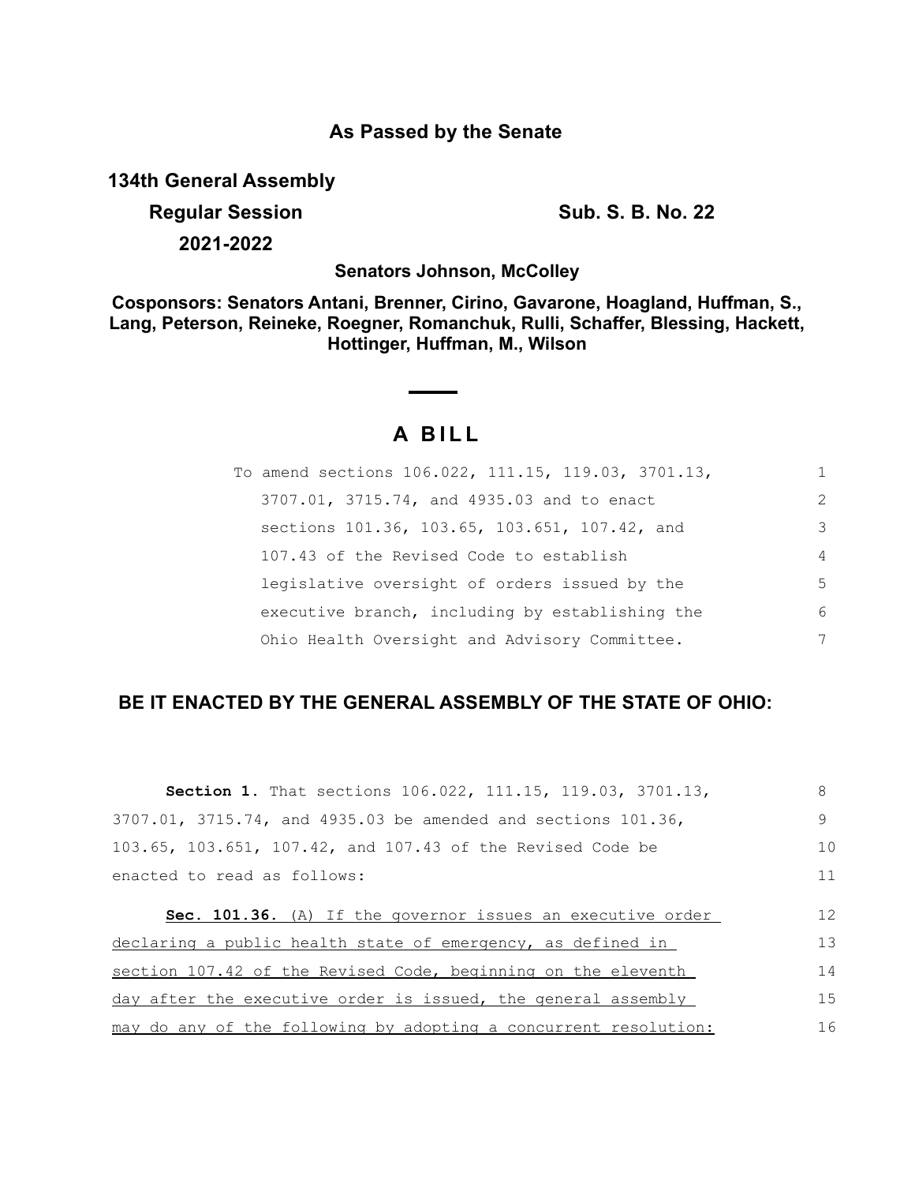**As Passed by the Senate**

**134th General Assembly**

**Regular Session** **Sub. S. B. No. 22**

**2021-2022**

**Senators Johnson, McColley**

**Cosponsors: Senators Antani, Brenner, Cirino, Gavarone, Hoagland, Huffman, S., Lang, Peterson, Reineke, Roegner, Romanchuk, Rulli, Schaffer, Blessing, Hackett, Hottinger, Huffman, M., Wilson**

# A BILL

To amend sections 106.022, 111.15, 119.03, 3701.13, 3707.01, 3715.74, and 4935.03 and to enact sections 101.36, 103.65, 103.651, 107.42, and 107.43 of the Revised Code to establish legislative oversight of orders issued by the executive branch, including by establishing the Ohio Health Oversight and Advisory Committee.

**BE IT ENACTED BY THE GENERAL ASSEMBLY OF THE STATE OF OHIO:**

**Section 1.** That sections 106.022, 111.15, 119.03, 3701.13, 3707.01, 3715.74, and 4935.03 be amended and sections 101.36, 103.65, 103.651, 107.42, and 107.43 of the Revised Code be enacted to read as follows:

**Sec. 101.36.** (A) If the governor issues an executive order declaring a public health state of emergency, as defined in section 107.42 of the Revised Code, beginning on the eleventh day after the executive order is issued, the general assembly may do any of the following by adopting a concurrent resolution: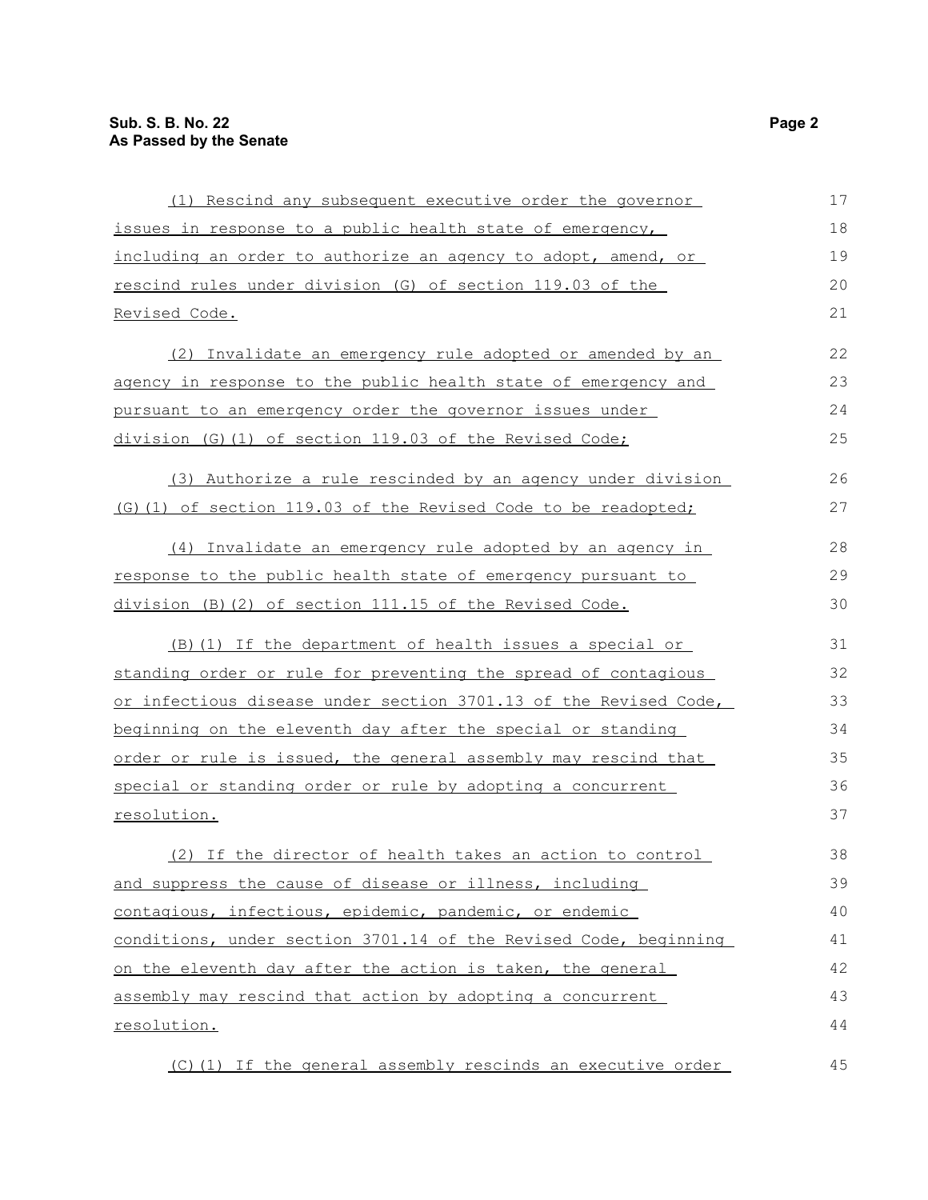(1) Rescind any subsequent executive order the governor issues in response to a public health state of emergency, including an order to authorize an agency to adopt, amend, or rescind rules under division (G) of section 119.03 of the Revised Code.

(2) Invalidate an emergency rule adopted or amended by an agency in response to the public health state of emergency and pursuant to an emergency order the governor issues under division (G)(1) of section 119.03 of the Revised Code;

(3) Authorize a rule rescinded by an agency under division (G)(1) of section 119.03 of the Revised Code to be readopted;

(4) Invalidate an emergency rule adopted by an agency in response to the public health state of emergency pursuant to division (B)(2) of section 111.15 of the Revised Code.

(B)(1) If the department of health issues a special or standing order or rule for preventing the spread of contagious or infectious disease under section 3701.13 of the Revised Code, beginning on the eleventh day after the special or standing order or rule is issued, the general assembly may rescind that special or standing order or rule by adopting a concurrent resolution.

(2) If the director of health takes an action to control and suppress the cause of disease or illness, including contagious, infectious, epidemic, pandemic, or endemic conditions, under section 3701.14 of the Revised Code, beginning on the eleventh day after the action is taken, the general assembly may rescind that action by adopting a concurrent resolution.

(C)(1) If the general assembly rescinds an executive order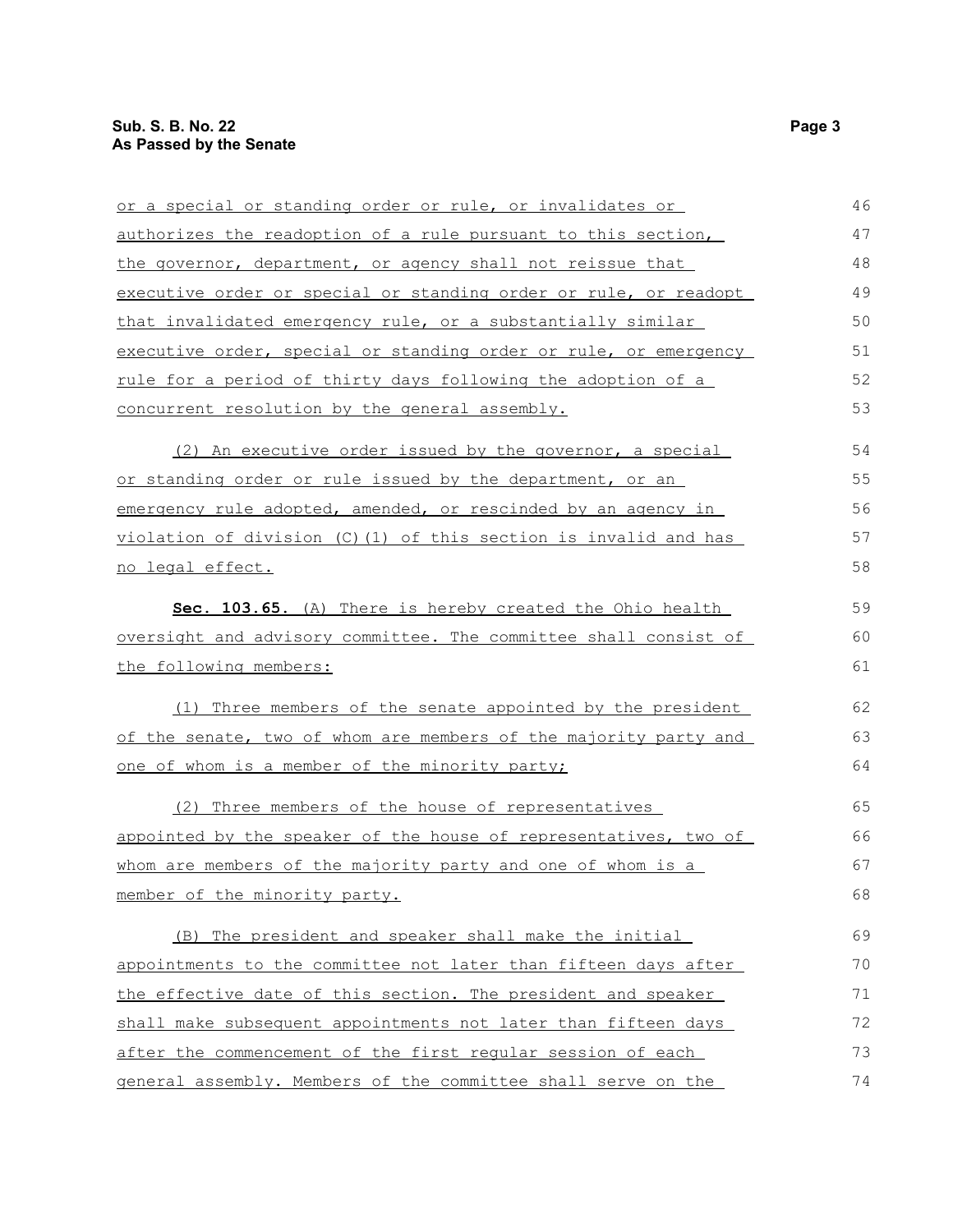or a special or standing order or rule, or invalidates or authorizes the readoption of a rule pursuant to this section, the governor, department, or agency shall not reissue that executive order or special or standing order or rule, or readopt that invalidated emergency rule, or a substantially similar executive order, special or standing order or rule, or emergency rule for a period of thirty days following the adoption of a concurrent resolution by the general assembly.

(2) An executive order issued by the governor, a special or standing order or rule issued by the department, or an emergency rule adopted, amended, or rescinded by an agency in violation of division (C)(1) of this section is invalid and has no legal effect.

**Sec. 103.65.** (A) There is hereby created the Ohio health oversight and advisory committee. The committee shall consist of the following members:

(1) Three members of the senate appointed by the president of the senate, two of whom are members of the majority party and one of whom is a member of the minority party;

(2) Three members of the house of representatives appointed by the speaker of the house of representatives, two of whom are members of the majority party and one of whom is a member of the minority party.

(B) The president and speaker shall make the initial appointments to the committee not later than fifteen days after the effective date of this section. The president and speaker shall make subsequent appointments not later than fifteen days after the commencement of the first regular session of each general assembly. Members of the committee shall serve on the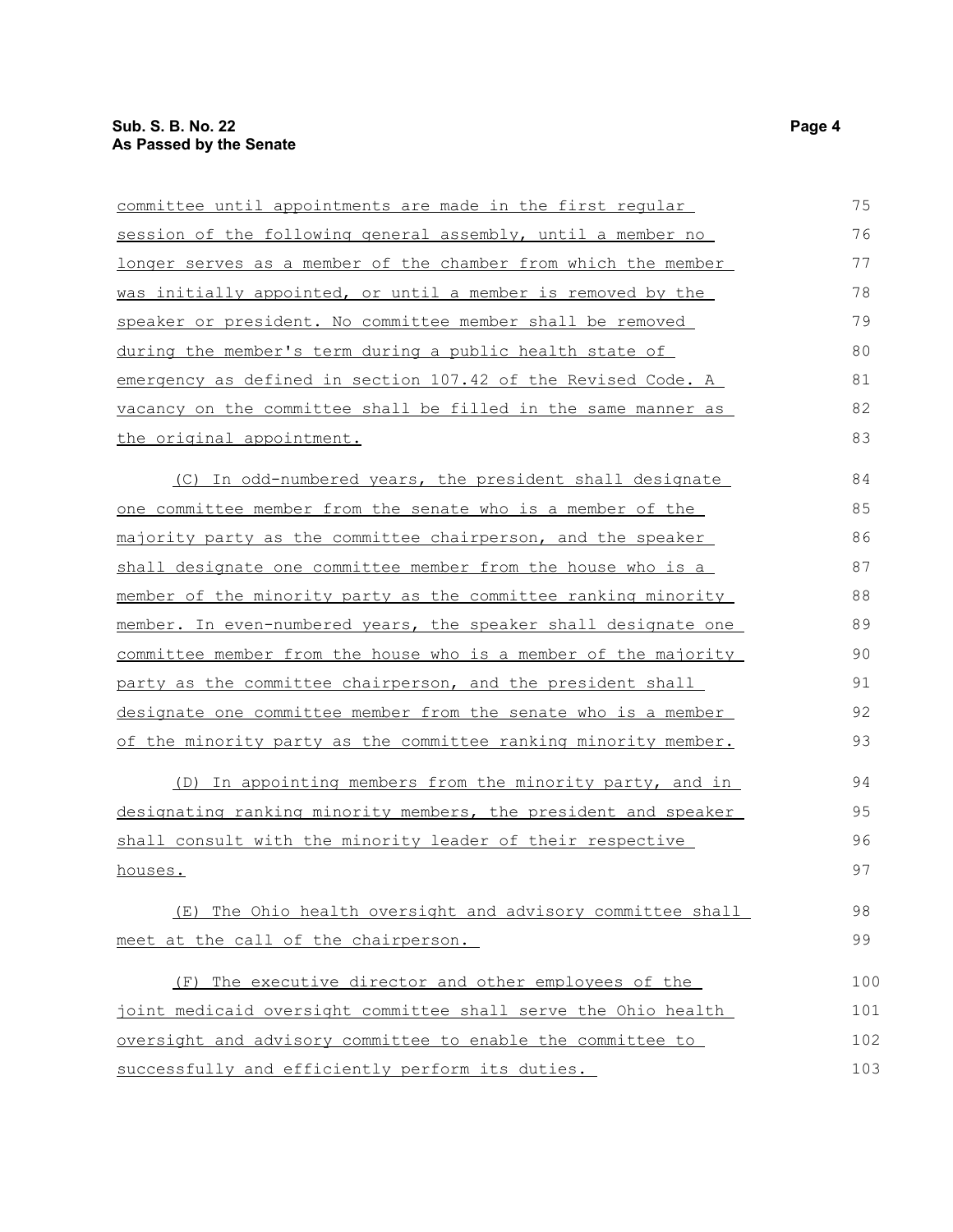committee until appointments are made in the first regular session of the following general assembly, until a member no longer serves as a member of the chamber from which the member was initially appointed, or until a member is removed by the speaker or president. No committee member shall be removed during the member's term during a public health state of emergency as defined in section 107.42 of the Revised Code. A vacancy on the committee shall be filled in the same manner as the original appointment.

(C) In odd-numbered years, the president shall designate one committee member from the senate who is a member of the majority party as the committee chairperson, and the speaker shall designate one committee member from the house who is a member of the minority party as the committee ranking minority member. In even-numbered years, the speaker shall designate one committee member from the house who is a member of the majority party as the committee chairperson, and the president shall designate one committee member from the senate who is a member of the minority party as the committee ranking minority member.

(D) In appointing members from the minority party, and in designating ranking minority members, the president and speaker shall consult with the minority leader of their respective houses.

(E) The Ohio health oversight and advisory committee shall meet at the call of the chairperson.

(F) The executive director and other employees of the joint medicaid oversight committee shall serve the Ohio health oversight and advisory committee to enable the committee to successfully and efficiently perform its duties.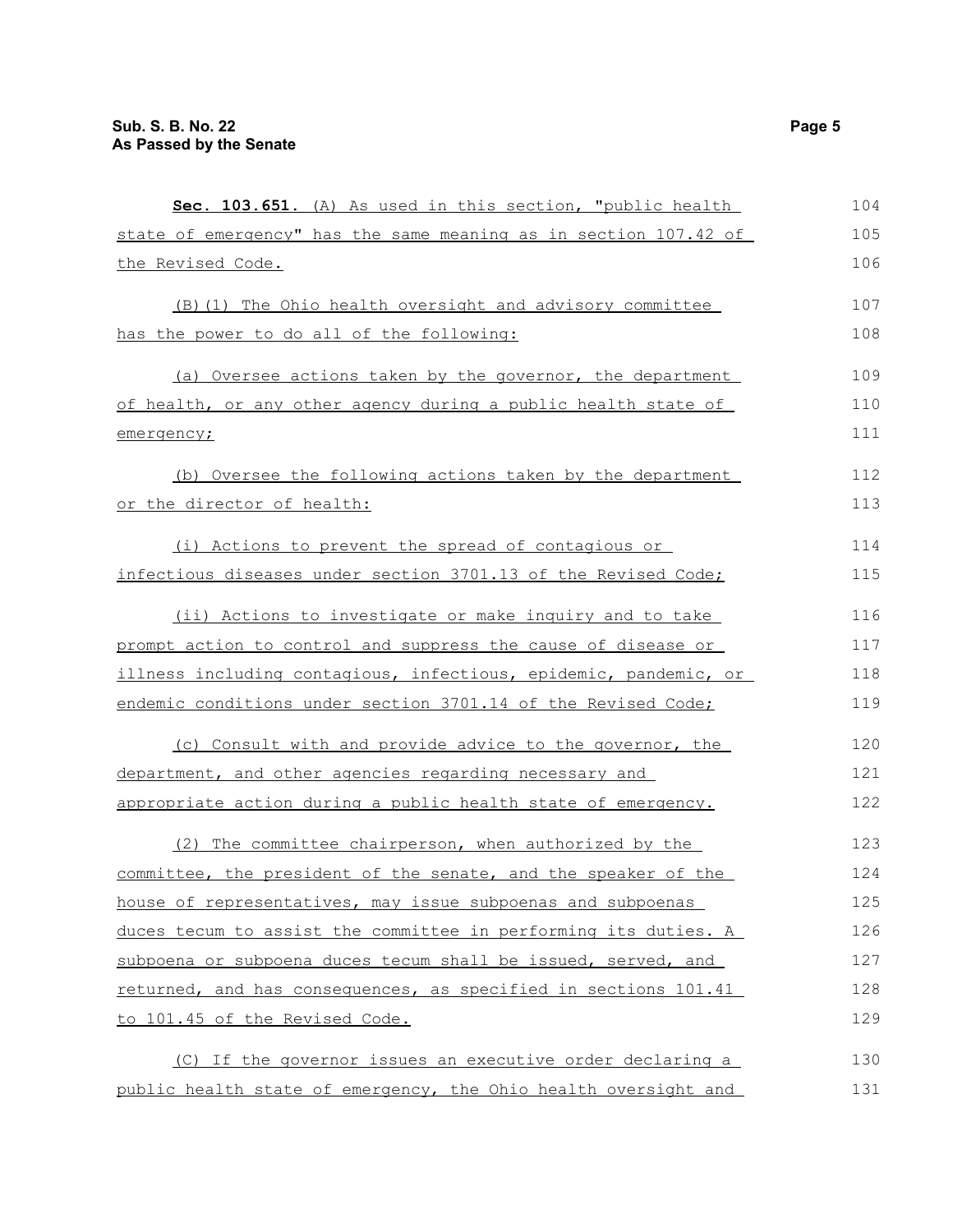**Sec. 103.651.** (A) As used in this section, "public health state of emergency" has the same meaning as in section 107.42 of the Revised Code.

(B)(1) The Ohio health oversight and advisory committee has the power to do all of the following:

(a) Oversee actions taken by the governor, the department of health, or any other agency during a public health state of emergency;

(b) Oversee the following actions taken by the department or the director of health:

(i) Actions to prevent the spread of contagious or infectious diseases under section 3701.13 of the Revised Code;

(ii) Actions to investigate or make inquiry and to take prompt action to control and suppress the cause of disease or illness including contagious, infectious, epidemic, pandemic, or endemic conditions under section 3701.14 of the Revised Code;

(c) Consult with and provide advice to the governor, the department, and other agencies regarding necessary and appropriate action during a public health state of emergency.

(2) The committee chairperson, when authorized by the committee, the president of the senate, and the speaker of the house of representatives, may issue subpoenas and subpoenas duces tecum to assist the committee in performing its duties. A subpoena or subpoena duces tecum shall be issued, served, and returned, and has consequences, as specified in sections 101.41 to 101.45 of the Revised Code.

(C) If the governor issues an executive order declaring a public health state of emergency, the Ohio health oversight and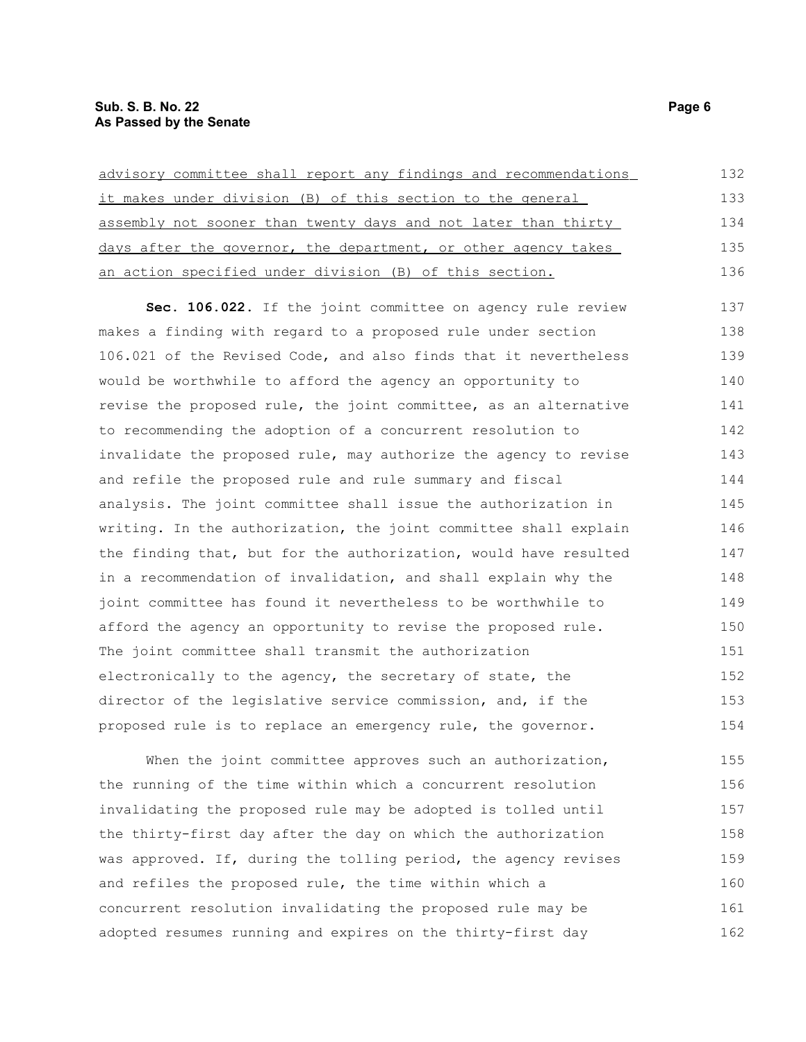advisory committee shall report any findings and recommendations it makes under division (B) of this section to the general assembly not sooner than twenty days and not later than thirty days after the governor, the department, or other agency takes an action specified under division (B) of this section.

**Sec. 106.022.** If the joint committee on agency rule review makes a finding with regard to a proposed rule under section 106.021 of the Revised Code, and also finds that it nevertheless would be worthwhile to afford the agency an opportunity to revise the proposed rule, the joint committee, as an alternative to recommending the adoption of a concurrent resolution to invalidate the proposed rule, may authorize the agency to revise and refile the proposed rule and rule summary and fiscal analysis. The joint committee shall issue the authorization in writing. In the authorization, the joint committee shall explain the finding that, but for the authorization, would have resulted in a recommendation of invalidation, and shall explain why the joint committee has found it nevertheless to be worthwhile to afford the agency an opportunity to revise the proposed rule. The joint committee shall transmit the authorization electronically to the agency, the secretary of state, the director of the legislative service commission, and, if the proposed rule is to replace an emergency rule, the governor.

When the joint committee approves such an authorization, the running of the time within which a concurrent resolution invalidating the proposed rule may be adopted is tolled until the thirty-first day after the day on which the authorization was approved. If, during the tolling period, the agency revises and refiles the proposed rule, the time within which a concurrent resolution invalidating the proposed rule may be adopted resumes running and expires on the thirty-first day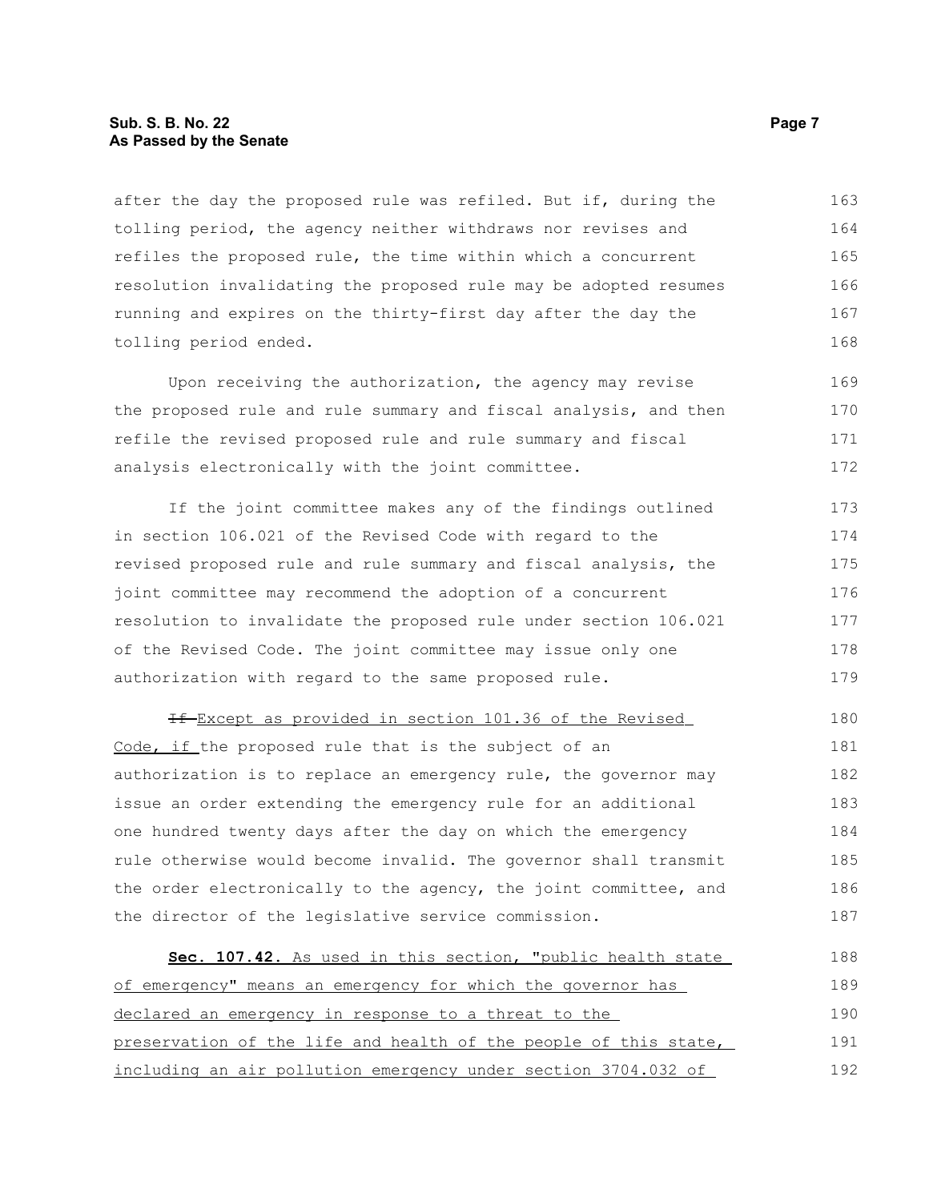after the day the proposed rule was refiled. But if, during the tolling period, the agency neither withdraws nor revises and refiles the proposed rule, the time within which a concurrent resolution invalidating the proposed rule may be adopted resumes running and expires on the thirty-first day after the day the tolling period ended.

Upon receiving the authorization, the agency may revise the proposed rule and rule summary and fiscal analysis, and then refile the revised proposed rule and rule summary and fiscal analysis electronically with the joint committee.

If the joint committee makes any of the findings outlined in section 106.021 of the Revised Code with regard to the revised proposed rule and rule summary and fiscal analysis, the joint committee may recommend the adoption of a concurrent resolution to invalidate the proposed rule under section 106.021 of the Revised Code. The joint committee may issue only one authorization with regard to the same proposed rule.

~~If~~ Except as provided in section 101.36 of the Revised Code, if the proposed rule that is the subject of an authorization is to replace an emergency rule, the governor may issue an order extending the emergency rule for an additional one hundred twenty days after the day on which the emergency rule otherwise would become invalid. The governor shall transmit the order electronically to the agency, the joint committee, and the director of the legislative service commission.

**Sec. 107.42.** As used in this section, "public health state of emergency" means an emergency for which the governor has declared an emergency in response to a threat to the preservation of the life and health of the people of this state, including an air pollution emergency under section 3704.032 of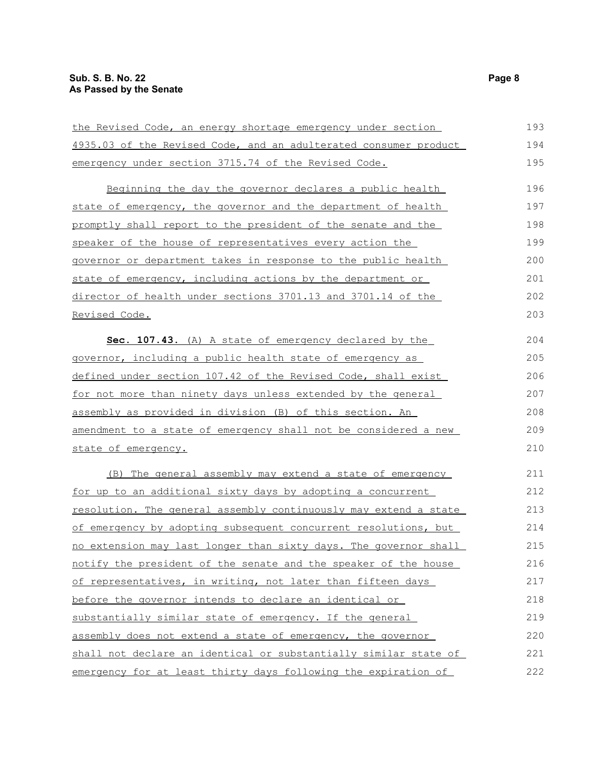the Revised Code, an energy shortage emergency under section 4935.03 of the Revised Code, and an adulterated consumer product emergency under section 3715.74 of the Revised Code.

Beginning the day the governor declares a public health state of emergency, the governor and the department of health promptly shall report to the president of the senate and the speaker of the house of representatives every action the governor or department takes in response to the public health state of emergency, including actions by the department or director of health under sections 3701.13 and 3701.14 of the Revised Code.

**Sec. 107.43.** (A) A state of emergency declared by the governor, including a public health state of emergency as defined under section 107.42 of the Revised Code, shall exist for not more than ninety days unless extended by the general assembly as provided in division (B) of this section. An amendment to a state of emergency shall not be considered a new state of emergency.

(B) The general assembly may extend a state of emergency for up to an additional sixty days by adopting a concurrent resolution. The general assembly continuously may extend a state of emergency by adopting subsequent concurrent resolutions, but no extension may last longer than sixty days. The governor shall notify the president of the senate and the speaker of the house of representatives, in writing, not later than fifteen days before the governor intends to declare an identical or substantially similar state of emergency. If the general assembly does not extend a state of emergency, the governor shall not declare an identical or substantially similar state of emergency for at least thirty days following the expiration of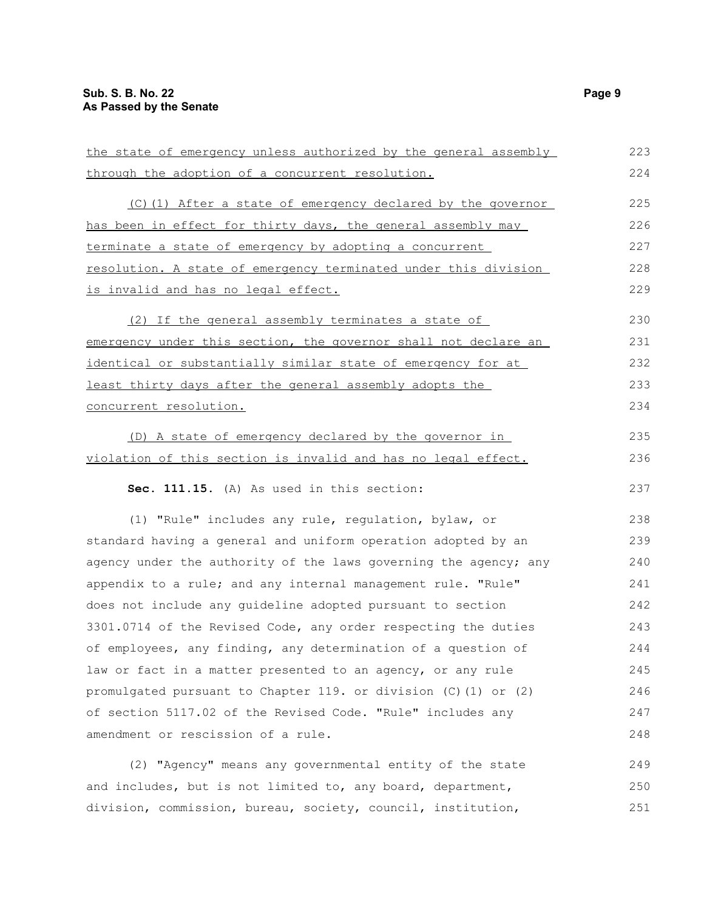the state of emergency unless authorized by the general assembly through the adoption of a concurrent resolution.

(C)(1) After a state of emergency declared by the governor has been in effect for thirty days, the general assembly may terminate a state of emergency by adopting a concurrent resolution. A state of emergency terminated under this division is invalid and has no legal effect.

(2) If the general assembly terminates a state of emergency under this section, the governor shall not declare an identical or substantially similar state of emergency for at least thirty days after the general assembly adopts the concurrent resolution.

(D) A state of emergency declared by the governor in violation of this section is invalid and has no legal effect.

**Sec. 111.15.** (A) As used in this section:

(1) "Rule" includes any rule, regulation, bylaw, or standard having a general and uniform operation adopted by an agency under the authority of the laws governing the agency; any appendix to a rule; and any internal management rule. "Rule" does not include any guideline adopted pursuant to section 3301.0714 of the Revised Code, any order respecting the duties of employees, any finding, any determination of a question of law or fact in a matter presented to an agency, or any rule promulgated pursuant to Chapter 119. or division (C)(1) or (2) of section 5117.02 of the Revised Code. "Rule" includes any amendment or rescission of a rule.

(2) "Agency" means any governmental entity of the state and includes, but is not limited to, any board, department, division, commission, bureau, society, council, institution,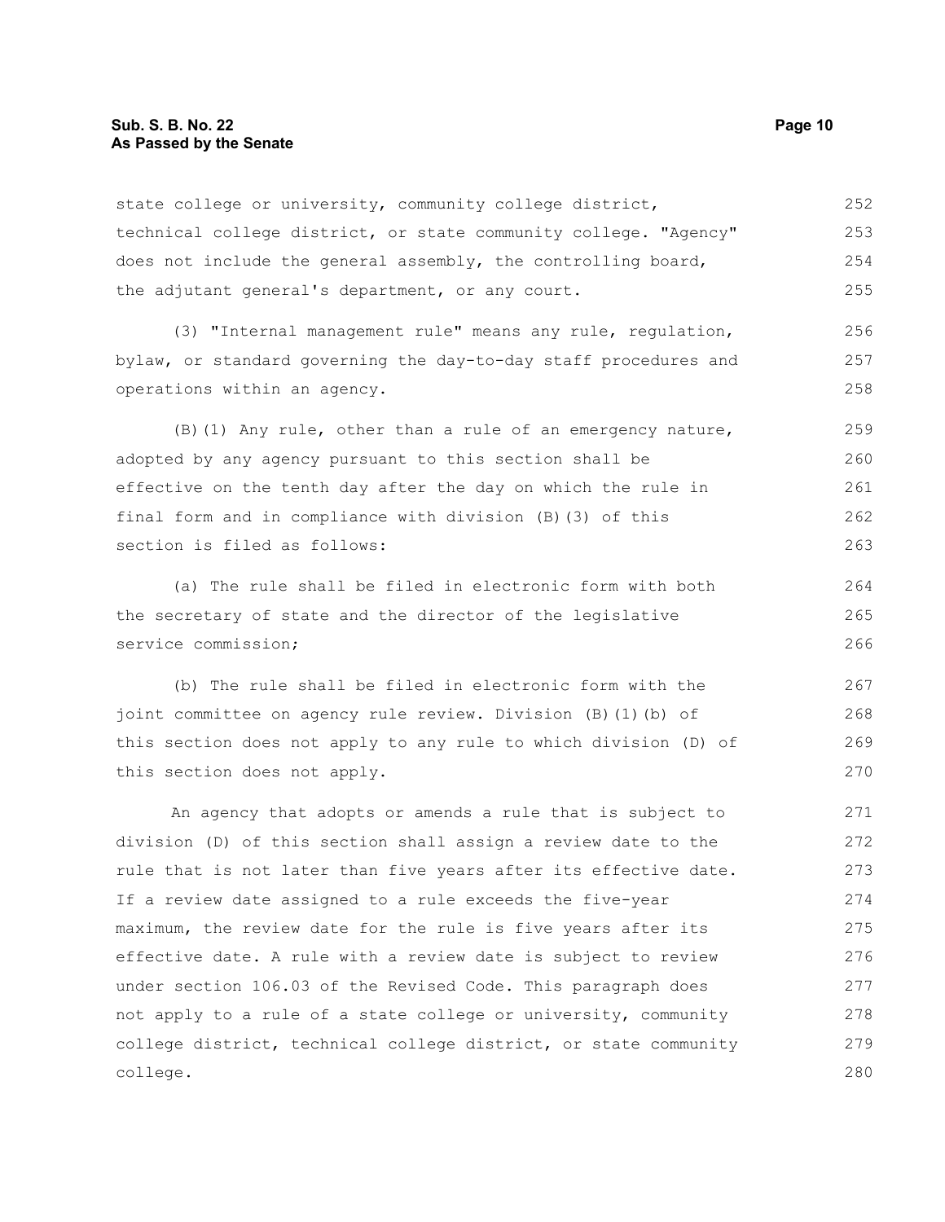state college or university, community college district, technical college district, or state community college. "Agency" does not include the general assembly, the controlling board, the adjutant general's department, or any court.

(3) "Internal management rule" means any rule, regulation, bylaw, or standard governing the day-to-day staff procedures and operations within an agency.

(B)(1) Any rule, other than a rule of an emergency nature, adopted by any agency pursuant to this section shall be effective on the tenth day after the day on which the rule in final form and in compliance with division (B)(3) of this section is filed as follows:

(a) The rule shall be filed in electronic form with both the secretary of state and the director of the legislative service commission;

(b) The rule shall be filed in electronic form with the joint committee on agency rule review. Division (B)(1)(b) of this section does not apply to any rule to which division (D) of this section does not apply.

An agency that adopts or amends a rule that is subject to division (D) of this section shall assign a review date to the rule that is not later than five years after its effective date. If a review date assigned to a rule exceeds the five-year maximum, the review date for the rule is five years after its effective date. A rule with a review date is subject to review under section 106.03 of the Revised Code. This paragraph does not apply to a rule of a state college or university, community college district, technical college district, or state community college.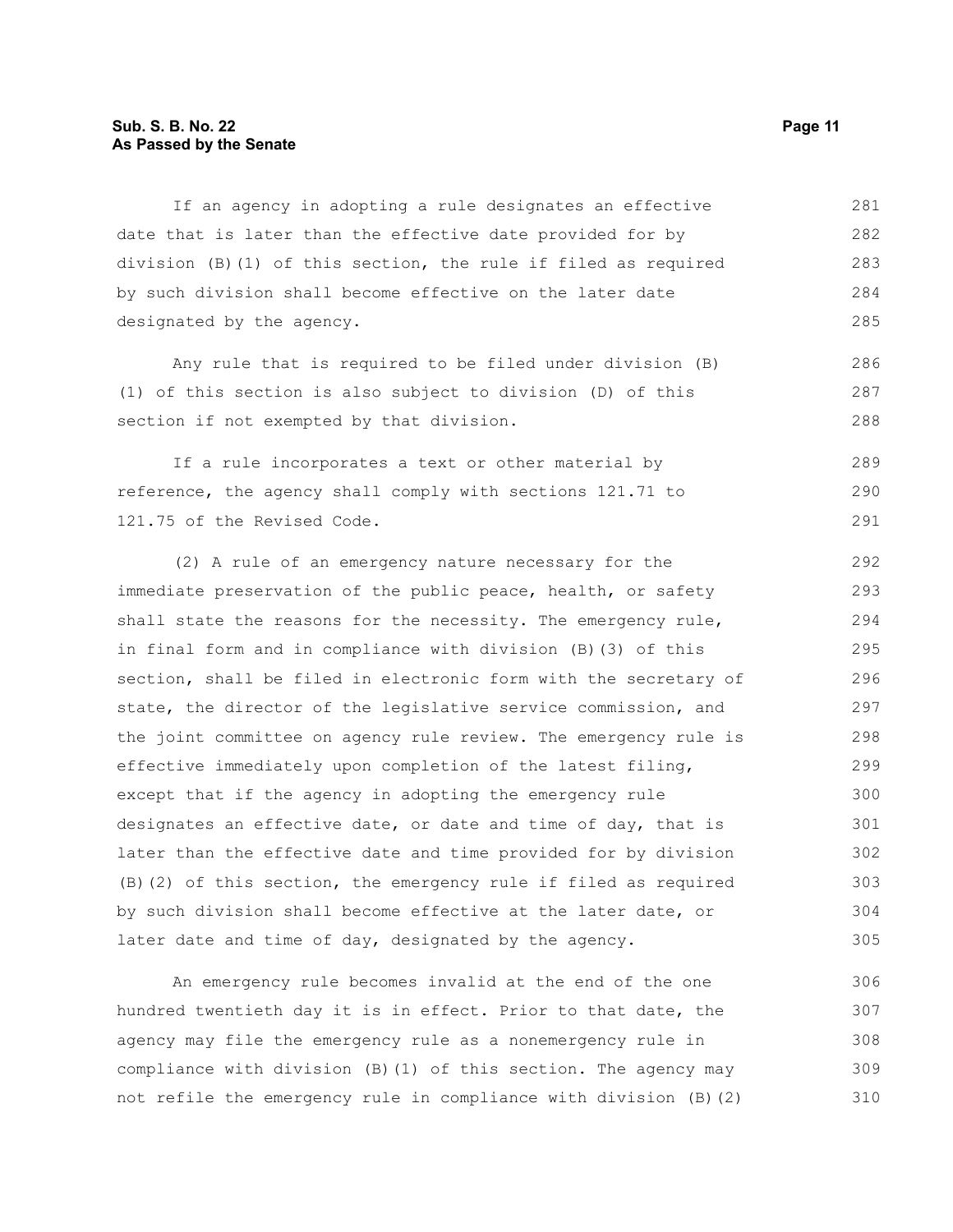If an agency in adopting a rule designates an effective date that is later than the effective date provided for by division (B)(1) of this section, the rule if filed as required by such division shall become effective on the later date designated by the agency.

Any rule that is required to be filed under division (B)(1) of this section is also subject to division (D) of this section if not exempted by that division.

If a rule incorporates a text or other material by reference, the agency shall comply with sections 121.71 to 121.75 of the Revised Code.

(2) A rule of an emergency nature necessary for the immediate preservation of the public peace, health, or safety shall state the reasons for the necessity. The emergency rule, in final form and in compliance with division (B)(3) of this section, shall be filed in electronic form with the secretary of state, the director of the legislative service commission, and the joint committee on agency rule review. The emergency rule is effective immediately upon completion of the latest filing, except that if the agency in adopting the emergency rule designates an effective date, or date and time of day, that is later than the effective date and time provided for by division (B)(2) of this section, the emergency rule if filed as required by such division shall become effective at the later date, or later date and time of day, designated by the agency.

An emergency rule becomes invalid at the end of the one hundred twentieth day it is in effect. Prior to that date, the agency may file the emergency rule as a nonemergency rule in compliance with division (B)(1) of this section. The agency may not refile the emergency rule in compliance with division (B)(2)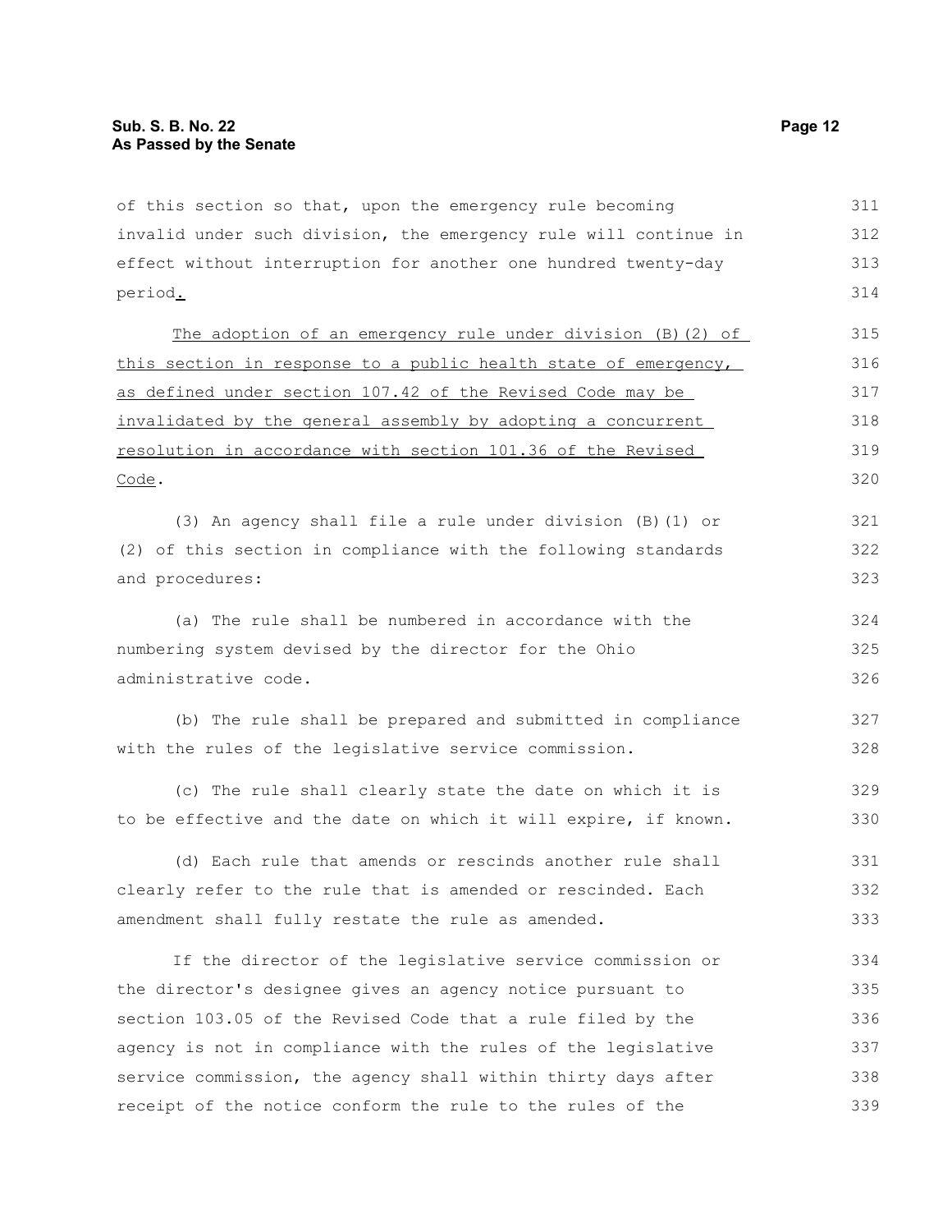of this section so that, upon the emergency rule becoming invalid under such division, the emergency rule will continue in effect without interruption for another one hundred twenty-day period.

The adoption of an emergency rule under division (B)(2) of this section in response to a public health state of emergency, as defined under section 107.42 of the Revised Code may be invalidated by the general assembly by adopting a concurrent resolution in accordance with section 101.36 of the Revised Code.

(3) An agency shall file a rule under division (B)(1) or (2) of this section in compliance with the following standards and procedures:

(a) The rule shall be numbered in accordance with the numbering system devised by the director for the Ohio administrative code.

(b) The rule shall be prepared and submitted in compliance with the rules of the legislative service commission.

(c) The rule shall clearly state the date on which it is to be effective and the date on which it will expire, if known.

(d) Each rule that amends or rescinds another rule shall clearly refer to the rule that is amended or rescinded. Each amendment shall fully restate the rule as amended.

If the director of the legislative service commission or the director's designee gives an agency notice pursuant to section 103.05 of the Revised Code that a rule filed by the agency is not in compliance with the rules of the legislative service commission, the agency shall within thirty days after receipt of the notice conform the rule to the rules of the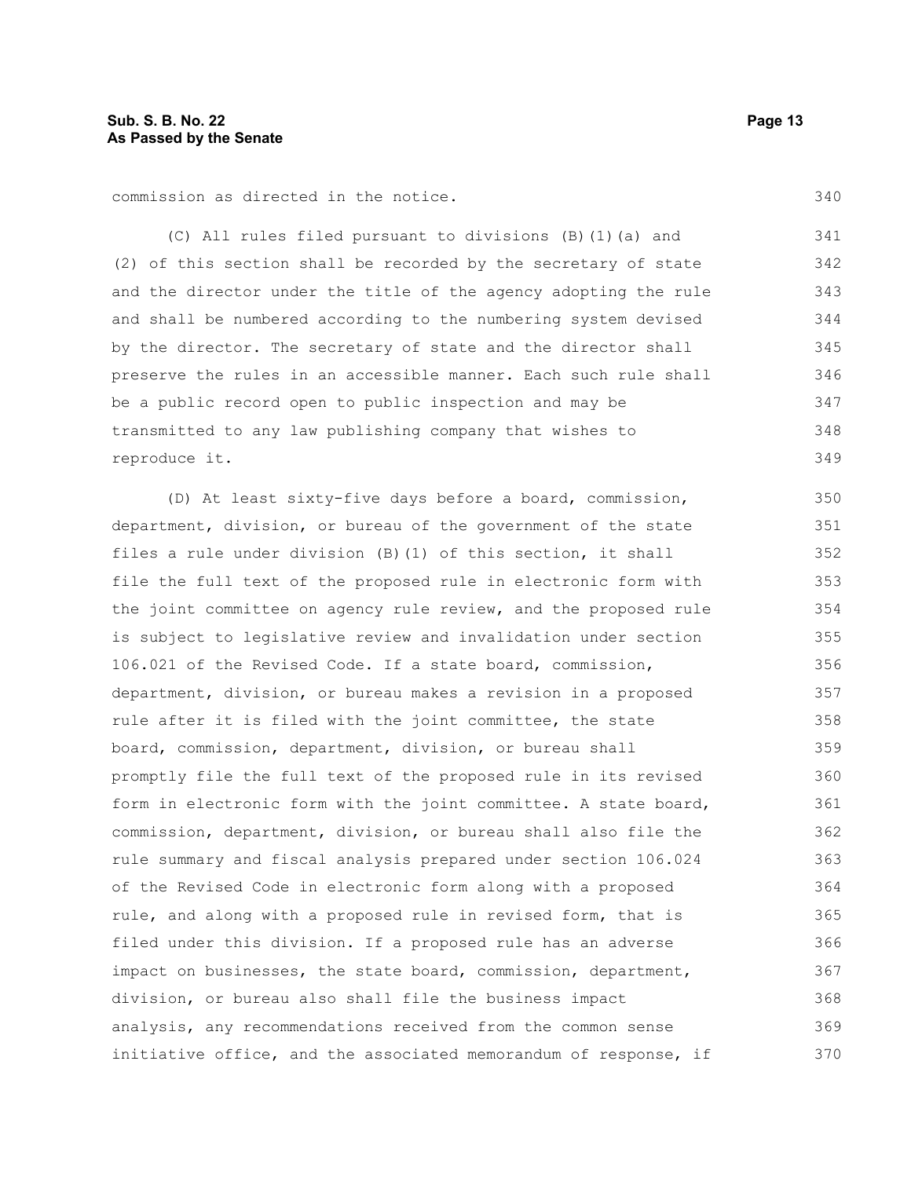commission as directed in the notice.

(C) All rules filed pursuant to divisions (B)(1)(a) and (2) of this section shall be recorded by the secretary of state and the director under the title of the agency adopting the rule and shall be numbered according to the numbering system devised by the director. The secretary of state and the director shall preserve the rules in an accessible manner. Each such rule shall be a public record open to public inspection and may be transmitted to any law publishing company that wishes to reproduce it.

(D) At least sixty-five days before a board, commission, department, division, or bureau of the government of the state files a rule under division (B)(1) of this section, it shall file the full text of the proposed rule in electronic form with the joint committee on agency rule review, and the proposed rule is subject to legislative review and invalidation under section 106.021 of the Revised Code. If a state board, commission, department, division, or bureau makes a revision in a proposed rule after it is filed with the joint committee, the state board, commission, department, division, or bureau shall promptly file the full text of the proposed rule in its revised form in electronic form with the joint committee. A state board, commission, department, division, or bureau shall also file the rule summary and fiscal analysis prepared under section 106.024 of the Revised Code in electronic form along with a proposed rule, and along with a proposed rule in revised form, that is filed under this division. If a proposed rule has an adverse impact on businesses, the state board, commission, department, division, or bureau also shall file the business impact analysis, any recommendations received from the common sense initiative office, and the associated memorandum of response, if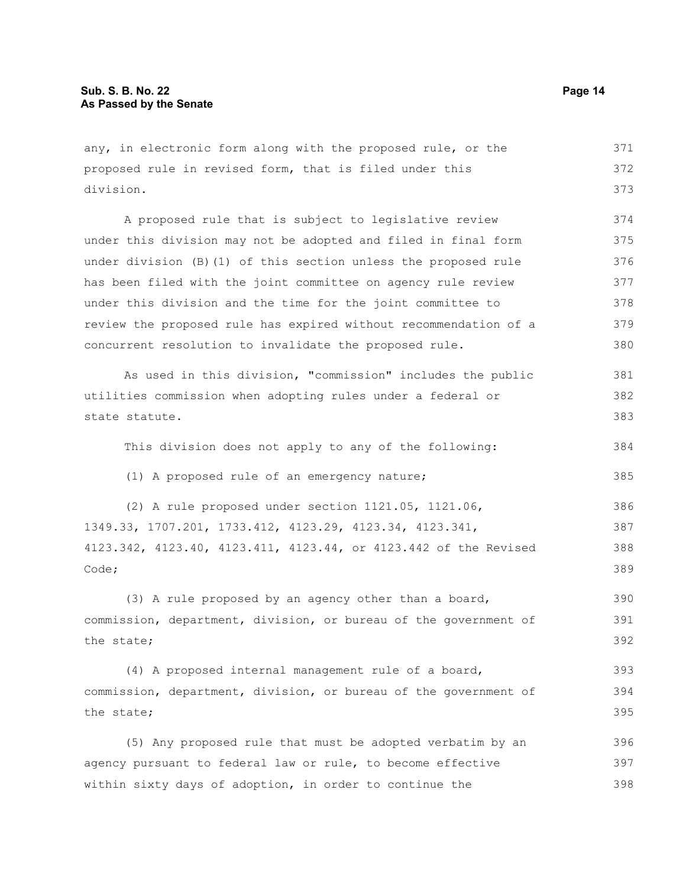any, in electronic form along with the proposed rule, or the proposed rule in revised form, that is filed under this division.

A proposed rule that is subject to legislative review under this division may not be adopted and filed in final form under division (B)(1) of this section unless the proposed rule has been filed with the joint committee on agency rule review under this division and the time for the joint committee to review the proposed rule has expired without recommendation of a concurrent resolution to invalidate the proposed rule.

As used in this division, "commission" includes the public utilities commission when adopting rules under a federal or state statute.

This division does not apply to any of the following:

(1) A proposed rule of an emergency nature;

(2) A rule proposed under section 1121.05, 1121.06, 1349.33, 1707.201, 1733.412, 4123.29, 4123.34, 4123.341, 4123.342, 4123.40, 4123.411, 4123.44, or 4123.442 of the Revised Code;

(3) A rule proposed by an agency other than a board, commission, department, division, or bureau of the government of the state;

(4) A proposed internal management rule of a board, commission, department, division, or bureau of the government of the state;

(5) Any proposed rule that must be adopted verbatim by an agency pursuant to federal law or rule, to become effective within sixty days of adoption, in order to continue the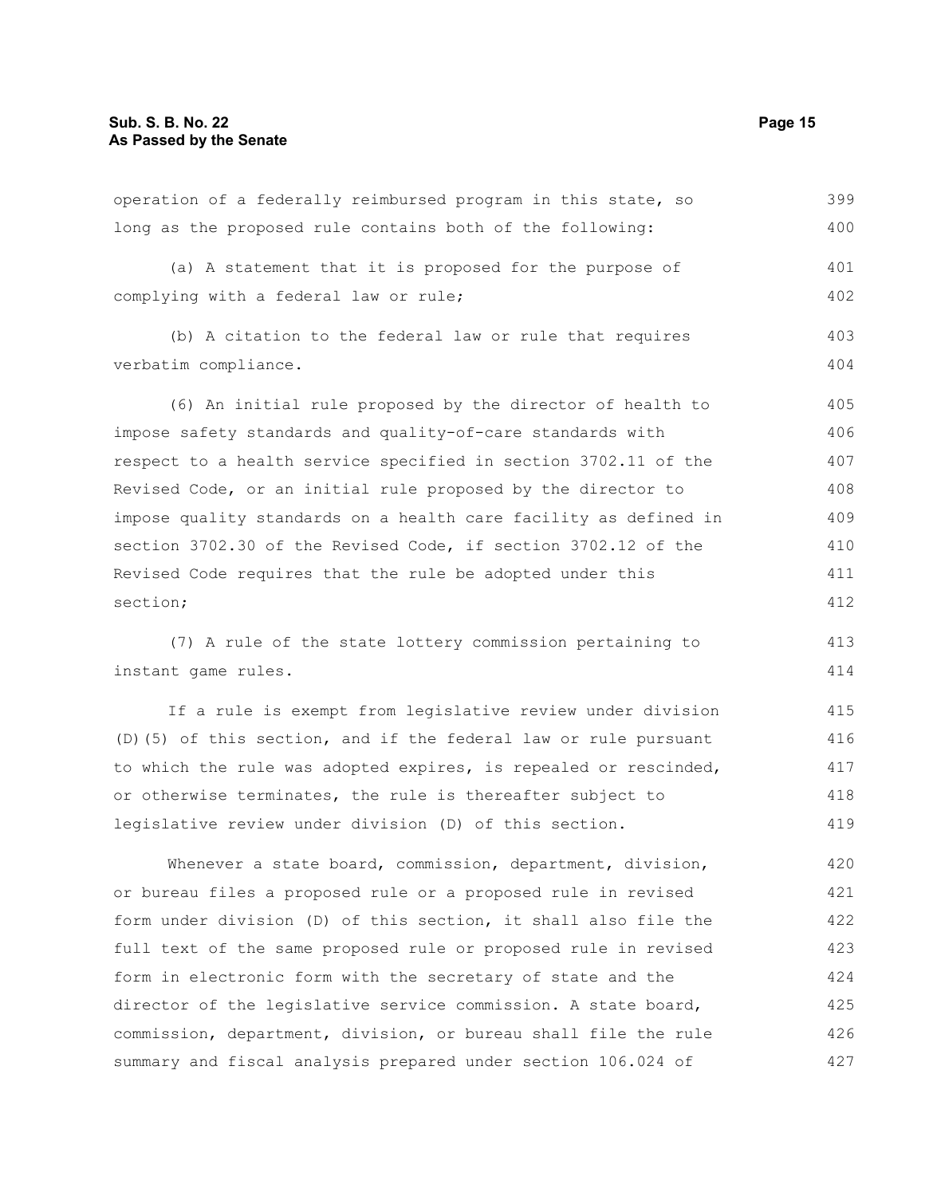operation of a federally reimbursed program in this state, so long as the proposed rule contains both of the following:

(a) A statement that it is proposed for the purpose of complying with a federal law or rule;

(b) A citation to the federal law or rule that requires verbatim compliance.

(6) An initial rule proposed by the director of health to impose safety standards and quality-of-care standards with respect to a health service specified in section 3702.11 of the Revised Code, or an initial rule proposed by the director to impose quality standards on a health care facility as defined in section 3702.30 of the Revised Code, if section 3702.12 of the Revised Code requires that the rule be adopted under this section;

(7) A rule of the state lottery commission pertaining to instant game rules.

If a rule is exempt from legislative review under division (D)(5) of this section, and if the federal law or rule pursuant to which the rule was adopted expires, is repealed or rescinded, or otherwise terminates, the rule is thereafter subject to legislative review under division (D) of this section.

Whenever a state board, commission, department, division, or bureau files a proposed rule or a proposed rule in revised form under division (D) of this section, it shall also file the full text of the same proposed rule or proposed rule in revised form in electronic form with the secretary of state and the director of the legislative service commission. A state board, commission, department, division, or bureau shall file the rule summary and fiscal analysis prepared under section 106.024 of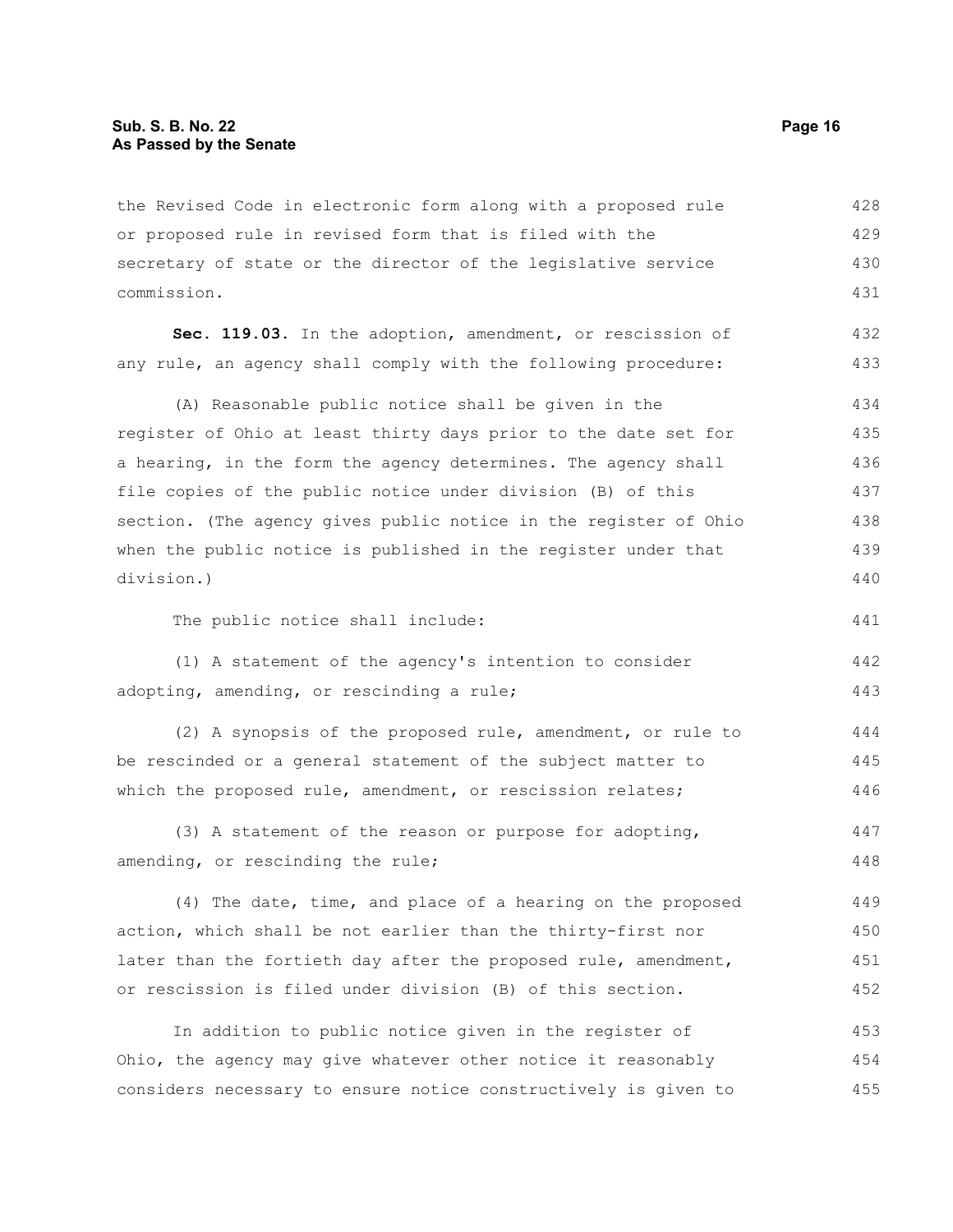the Revised Code in electronic form along with a proposed rule or proposed rule in revised form that is filed with the secretary of state or the director of the legislative service commission.

**Sec. 119.03.** In the adoption, amendment, or rescission of any rule, an agency shall comply with the following procedure:

(A) Reasonable public notice shall be given in the register of Ohio at least thirty days prior to the date set for a hearing, in the form the agency determines. The agency shall file copies of the public notice under division (B) of this section. (The agency gives public notice in the register of Ohio when the public notice is published in the register under that division.)

The public notice shall include:

(1) A statement of the agency's intention to consider adopting, amending, or rescinding a rule;

(2) A synopsis of the proposed rule, amendment, or rule to be rescinded or a general statement of the subject matter to which the proposed rule, amendment, or rescission relates;

(3) A statement of the reason or purpose for adopting, amending, or rescinding the rule;

(4) The date, time, and place of a hearing on the proposed action, which shall be not earlier than the thirty-first nor later than the fortieth day after the proposed rule, amendment, or rescission is filed under division (B) of this section.

In addition to public notice given in the register of Ohio, the agency may give whatever other notice it reasonably considers necessary to ensure notice constructively is given to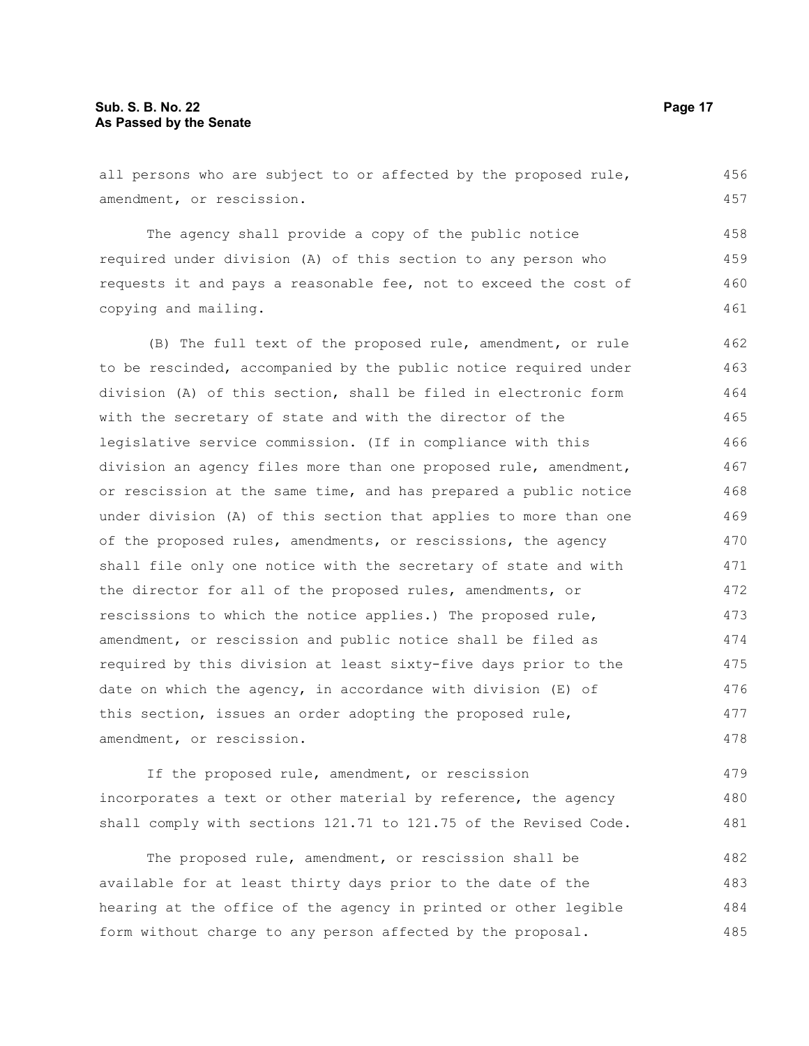all persons who are subject to or affected by the proposed rule, amendment, or rescission.

The agency shall provide a copy of the public notice required under division (A) of this section to any person who requests it and pays a reasonable fee, not to exceed the cost of copying and mailing.

(B) The full text of the proposed rule, amendment, or rule to be rescinded, accompanied by the public notice required under division (A) of this section, shall be filed in electronic form with the secretary of state and with the director of the legislative service commission. (If in compliance with this division an agency files more than one proposed rule, amendment, or rescission at the same time, and has prepared a public notice under division (A) of this section that applies to more than one of the proposed rules, amendments, or rescissions, the agency shall file only one notice with the secretary of state and with the director for all of the proposed rules, amendments, or rescissions to which the notice applies.) The proposed rule, amendment, or rescission and public notice shall be filed as required by this division at least sixty-five days prior to the date on which the agency, in accordance with division (E) of this section, issues an order adopting the proposed rule, amendment, or rescission.

If the proposed rule, amendment, or rescission incorporates a text or other material by reference, the agency shall comply with sections 121.71 to 121.75 of the Revised Code.

The proposed rule, amendment, or rescission shall be available for at least thirty days prior to the date of the hearing at the office of the agency in printed or other legible form without charge to any person affected by the proposal.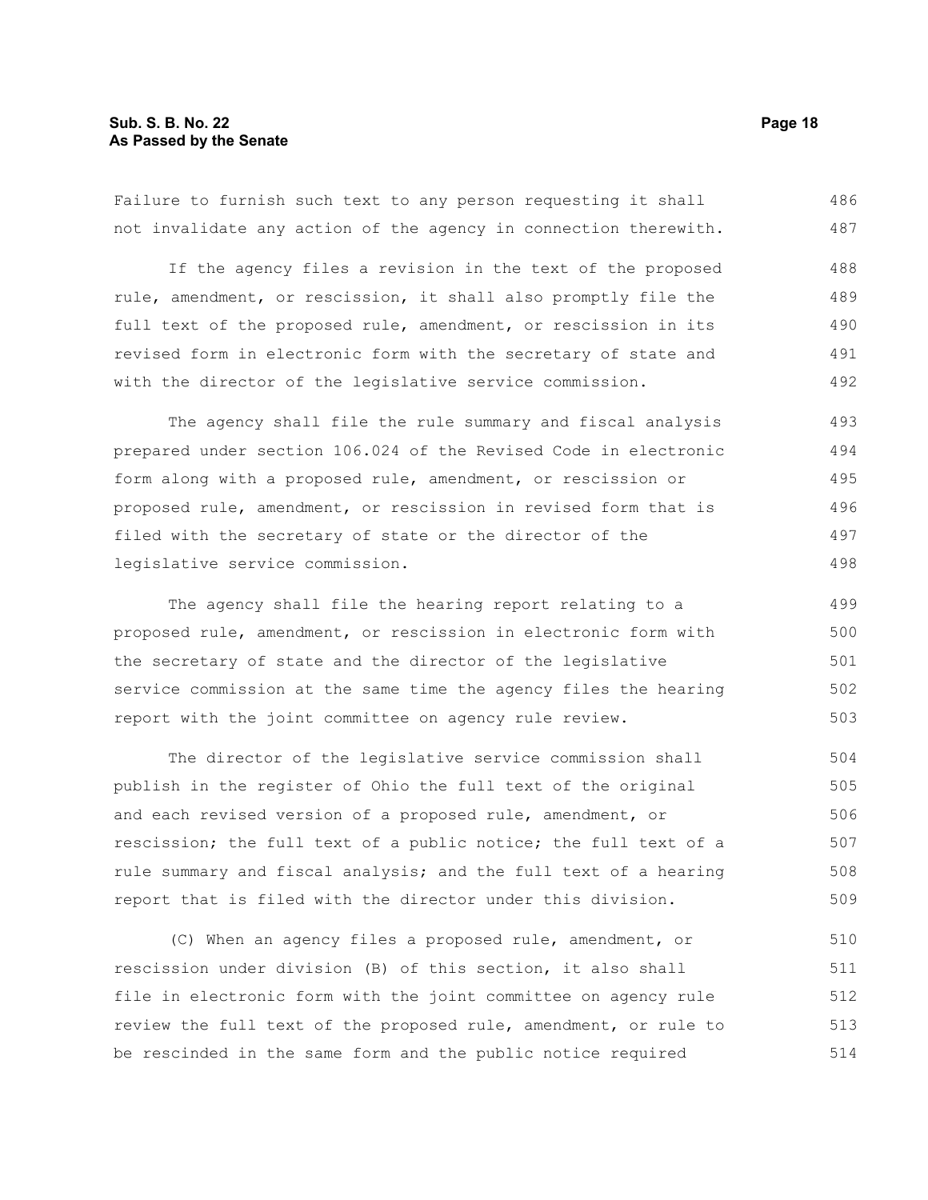Failure to furnish such text to any person requesting it shall not invalidate any action of the agency in connection therewith.

If the agency files a revision in the text of the proposed rule, amendment, or rescission, it shall also promptly file the full text of the proposed rule, amendment, or rescission in its revised form in electronic form with the secretary of state and with the director of the legislative service commission.

The agency shall file the rule summary and fiscal analysis prepared under section 106.024 of the Revised Code in electronic form along with a proposed rule, amendment, or rescission or proposed rule, amendment, or rescission in revised form that is filed with the secretary of state or the director of the legislative service commission.

The agency shall file the hearing report relating to a proposed rule, amendment, or rescission in electronic form with the secretary of state and the director of the legislative service commission at the same time the agency files the hearing report with the joint committee on agency rule review.

The director of the legislative service commission shall publish in the register of Ohio the full text of the original and each revised version of a proposed rule, amendment, or rescission; the full text of a public notice; the full text of a rule summary and fiscal analysis; and the full text of a hearing report that is filed with the director under this division.

(C) When an agency files a proposed rule, amendment, or rescission under division (B) of this section, it also shall file in electronic form with the joint committee on agency rule review the full text of the proposed rule, amendment, or rule to be rescinded in the same form and the public notice required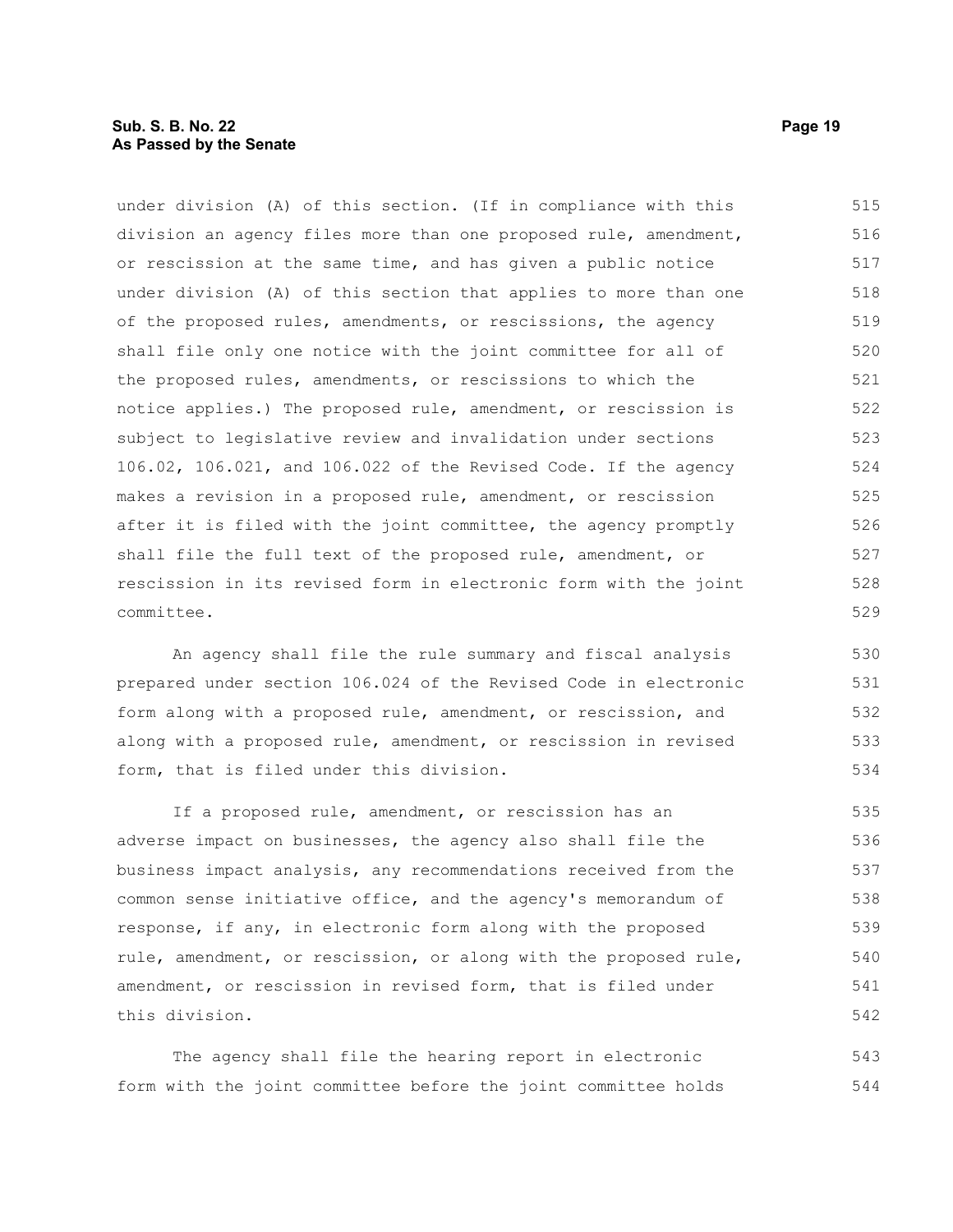under division (A) of this section. (If in compliance with this division an agency files more than one proposed rule, amendment, or rescission at the same time, and has given a public notice under division (A) of this section that applies to more than one of the proposed rules, amendments, or rescissions, the agency shall file only one notice with the joint committee for all of the proposed rules, amendments, or rescissions to which the notice applies.) The proposed rule, amendment, or rescission is subject to legislative review and invalidation under sections 106.02, 106.021, and 106.022 of the Revised Code. If the agency makes a revision in a proposed rule, amendment, or rescission after it is filed with the joint committee, the agency promptly shall file the full text of the proposed rule, amendment, or rescission in its revised form in electronic form with the joint committee.

An agency shall file the rule summary and fiscal analysis prepared under section 106.024 of the Revised Code in electronic form along with a proposed rule, amendment, or rescission, and along with a proposed rule, amendment, or rescission in revised form, that is filed under this division.

If a proposed rule, amendment, or rescission has an adverse impact on businesses, the agency also shall file the business impact analysis, any recommendations received from the common sense initiative office, and the agency's memorandum of response, if any, in electronic form along with the proposed rule, amendment, or rescission, or along with the proposed rule, amendment, or rescission in revised form, that is filed under this division.

The agency shall file the hearing report in electronic form with the joint committee before the joint committee holds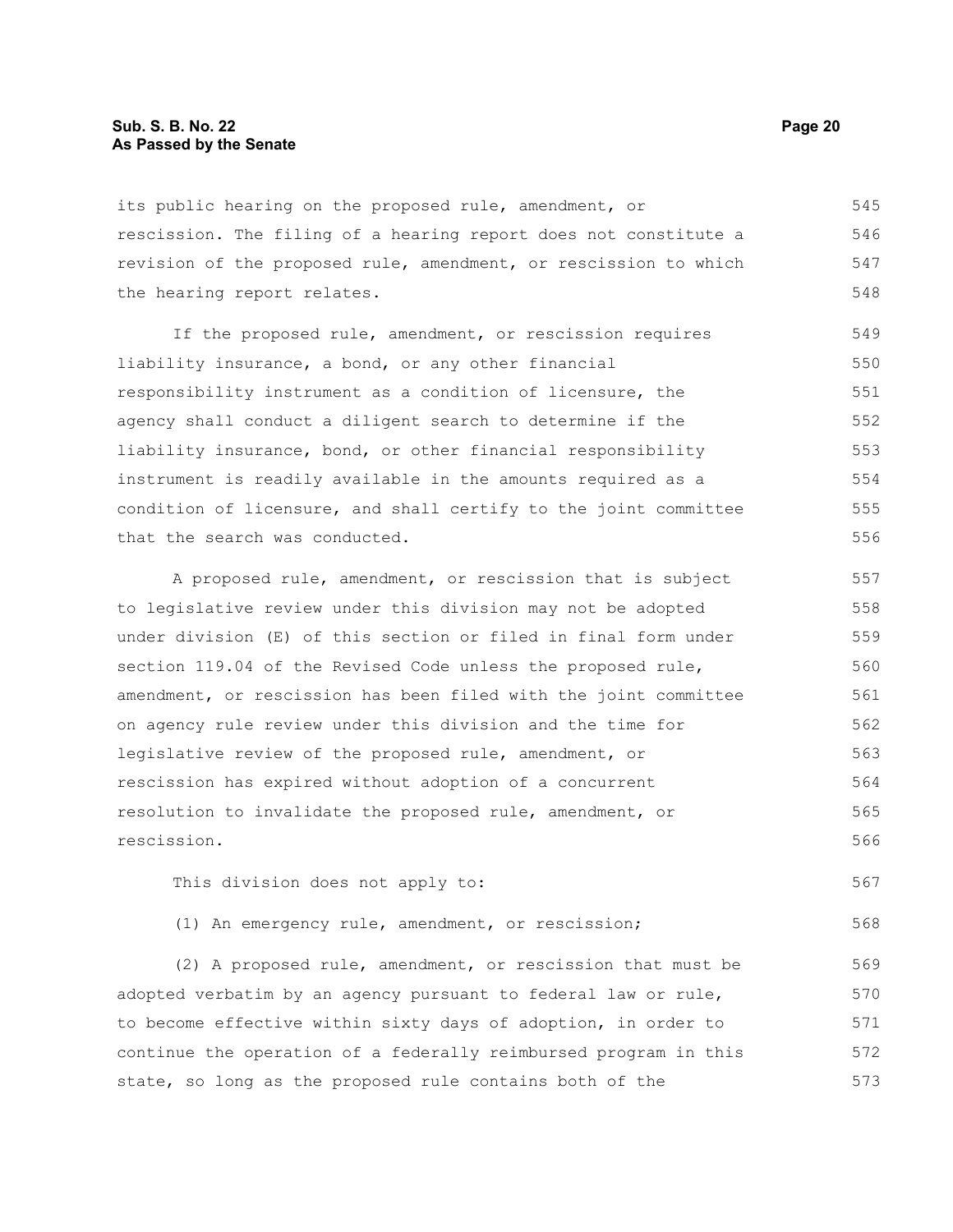its public hearing on the proposed rule, amendment, or rescission. The filing of a hearing report does not constitute a revision of the proposed rule, amendment, or rescission to which the hearing report relates.

If the proposed rule, amendment, or rescission requires liability insurance, a bond, or any other financial responsibility instrument as a condition of licensure, the agency shall conduct a diligent search to determine if the liability insurance, bond, or other financial responsibility instrument is readily available in the amounts required as a condition of licensure, and shall certify to the joint committee that the search was conducted.

A proposed rule, amendment, or rescission that is subject to legislative review under this division may not be adopted under division (E) of this section or filed in final form under section 119.04 of the Revised Code unless the proposed rule, amendment, or rescission has been filed with the joint committee on agency rule review under this division and the time for legislative review of the proposed rule, amendment, or rescission has expired without adoption of a concurrent resolution to invalidate the proposed rule, amendment, or rescission.

This division does not apply to:

(1) An emergency rule, amendment, or rescission;

(2) A proposed rule, amendment, or rescission that must be adopted verbatim by an agency pursuant to federal law or rule, to become effective within sixty days of adoption, in order to continue the operation of a federally reimbursed program in this state, so long as the proposed rule contains both of the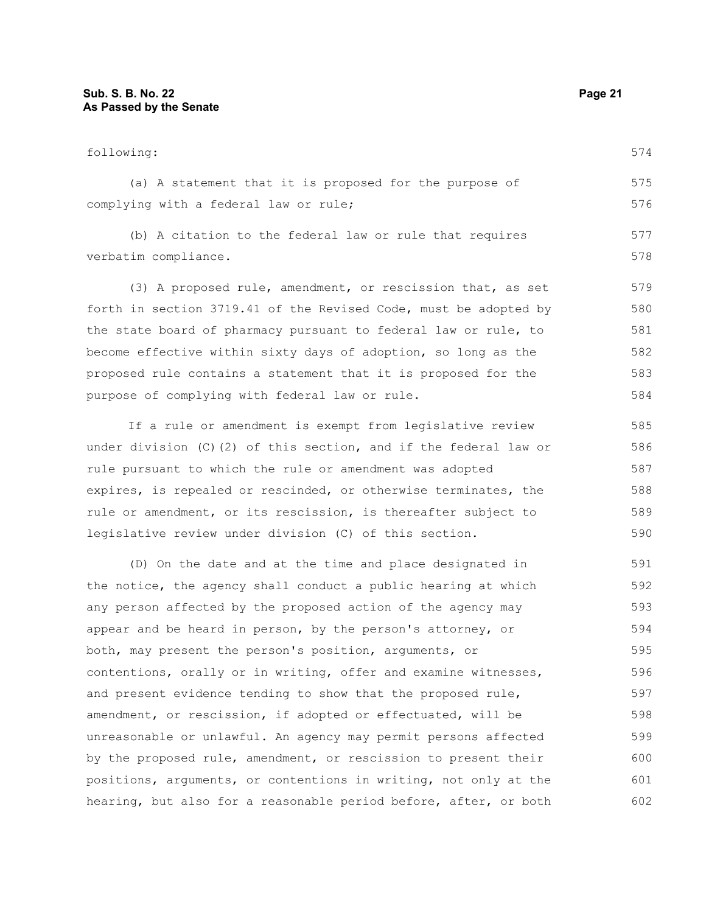following:

(a) A statement that it is proposed for the purpose of complying with a federal law or rule;

(b) A citation to the federal law or rule that requires verbatim compliance.

(3) A proposed rule, amendment, or rescission that, as set forth in section 3719.41 of the Revised Code, must be adopted by the state board of pharmacy pursuant to federal law or rule, to become effective within sixty days of adoption, so long as the proposed rule contains a statement that it is proposed for the purpose of complying with federal law or rule.

If a rule or amendment is exempt from legislative review under division (C)(2) of this section, and if the federal law or rule pursuant to which the rule or amendment was adopted expires, is repealed or rescinded, or otherwise terminates, the rule or amendment, or its rescission, is thereafter subject to legislative review under division (C) of this section.

(D) On the date and at the time and place designated in the notice, the agency shall conduct a public hearing at which any person affected by the proposed action of the agency may appear and be heard in person, by the person's attorney, or both, may present the person's position, arguments, or contentions, orally or in writing, offer and examine witnesses, and present evidence tending to show that the proposed rule, amendment, or rescission, if adopted or effectuated, will be unreasonable or unlawful. An agency may permit persons affected by the proposed rule, amendment, or rescission to present their positions, arguments, or contentions in writing, not only at the hearing, but also for a reasonable period before, after, or both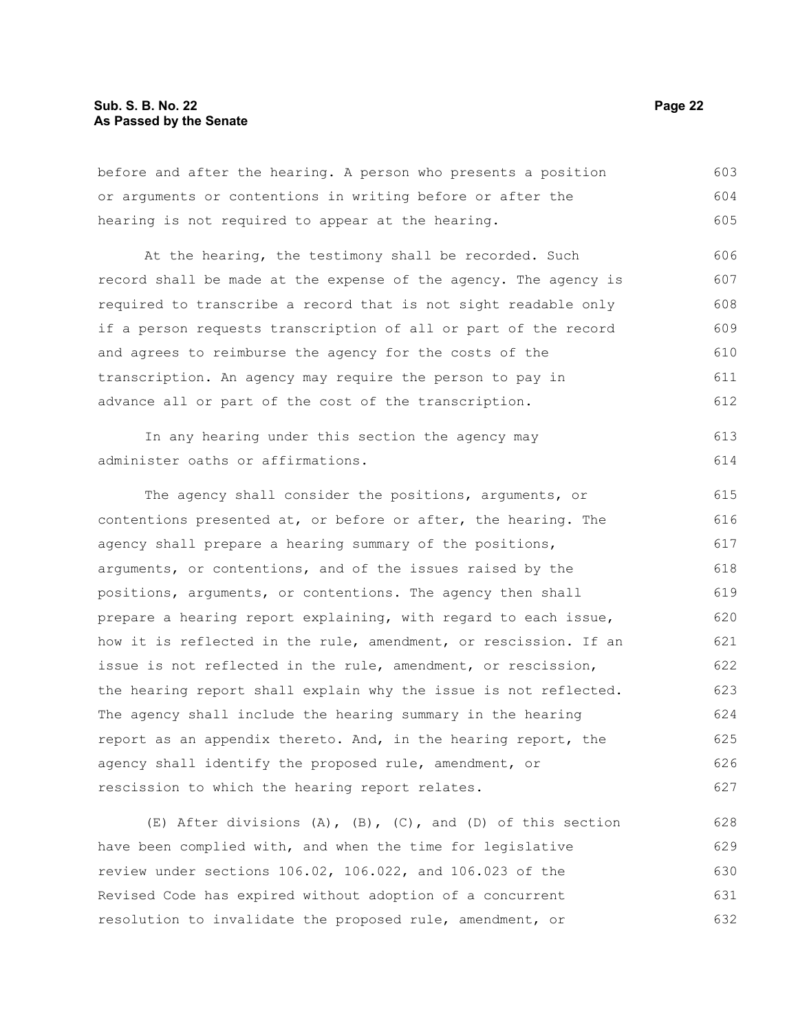before and after the hearing. A person who presents a position or arguments or contentions in writing before or after the hearing is not required to appear at the hearing.

At the hearing, the testimony shall be recorded. Such record shall be made at the expense of the agency. The agency is required to transcribe a record that is not sight readable only if a person requests transcription of all or part of the record and agrees to reimburse the agency for the costs of the transcription. An agency may require the person to pay in advance all or part of the cost of the transcription.

In any hearing under this section the agency may administer oaths or affirmations.

The agency shall consider the positions, arguments, or contentions presented at, or before or after, the hearing. The agency shall prepare a hearing summary of the positions, arguments, or contentions, and of the issues raised by the positions, arguments, or contentions. The agency then shall prepare a hearing report explaining, with regard to each issue, how it is reflected in the rule, amendment, or rescission. If an issue is not reflected in the rule, amendment, or rescission, the hearing report shall explain why the issue is not reflected. The agency shall include the hearing summary in the hearing report as an appendix thereto. And, in the hearing report, the agency shall identify the proposed rule, amendment, or rescission to which the hearing report relates.

(E) After divisions (A), (B), (C), and (D) of this section have been complied with, and when the time for legislative review under sections 106.02, 106.022, and 106.023 of the Revised Code has expired without adoption of a concurrent resolution to invalidate the proposed rule, amendment, or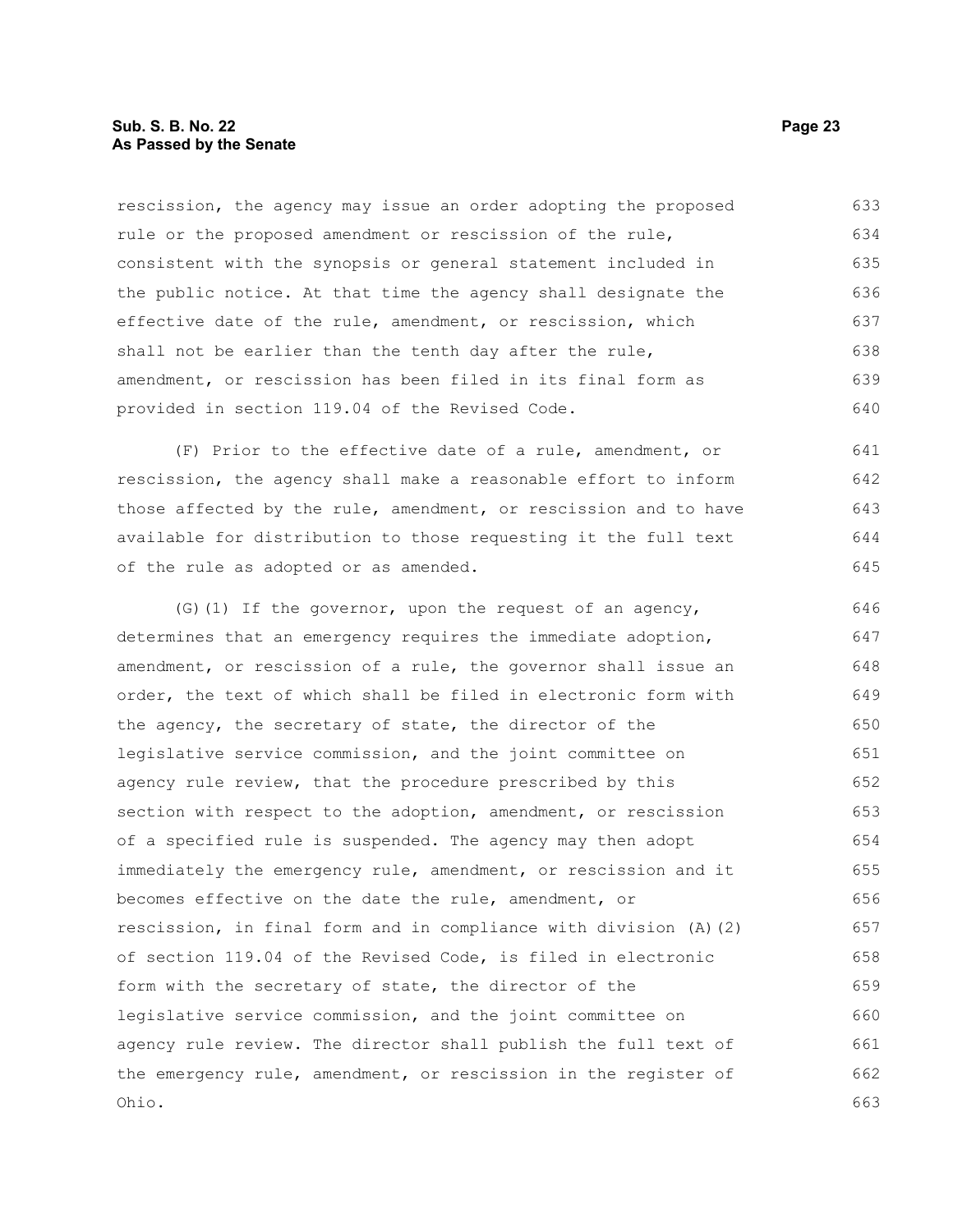rescission, the agency may issue an order adopting the proposed rule or the proposed amendment or rescission of the rule, consistent with the synopsis or general statement included in the public notice. At that time the agency shall designate the effective date of the rule, amendment, or rescission, which shall not be earlier than the tenth day after the rule, amendment, or rescission has been filed in its final form as provided in section 119.04 of the Revised Code.

(F) Prior to the effective date of a rule, amendment, or rescission, the agency shall make a reasonable effort to inform those affected by the rule, amendment, or rescission and to have available for distribution to those requesting it the full text of the rule as adopted or as amended.

(G)(1) If the governor, upon the request of an agency, determines that an emergency requires the immediate adoption, amendment, or rescission of a rule, the governor shall issue an order, the text of which shall be filed in electronic form with the agency, the secretary of state, the director of the legislative service commission, and the joint committee on agency rule review, that the procedure prescribed by this section with respect to the adoption, amendment, or rescission of a specified rule is suspended. The agency may then adopt immediately the emergency rule, amendment, or rescission and it becomes effective on the date the rule, amendment, or rescission, in final form and in compliance with division (A)(2) of section 119.04 of the Revised Code, is filed in electronic form with the secretary of state, the director of the legislative service commission, and the joint committee on agency rule review. The director shall publish the full text of the emergency rule, amendment, or rescission in the register of Ohio.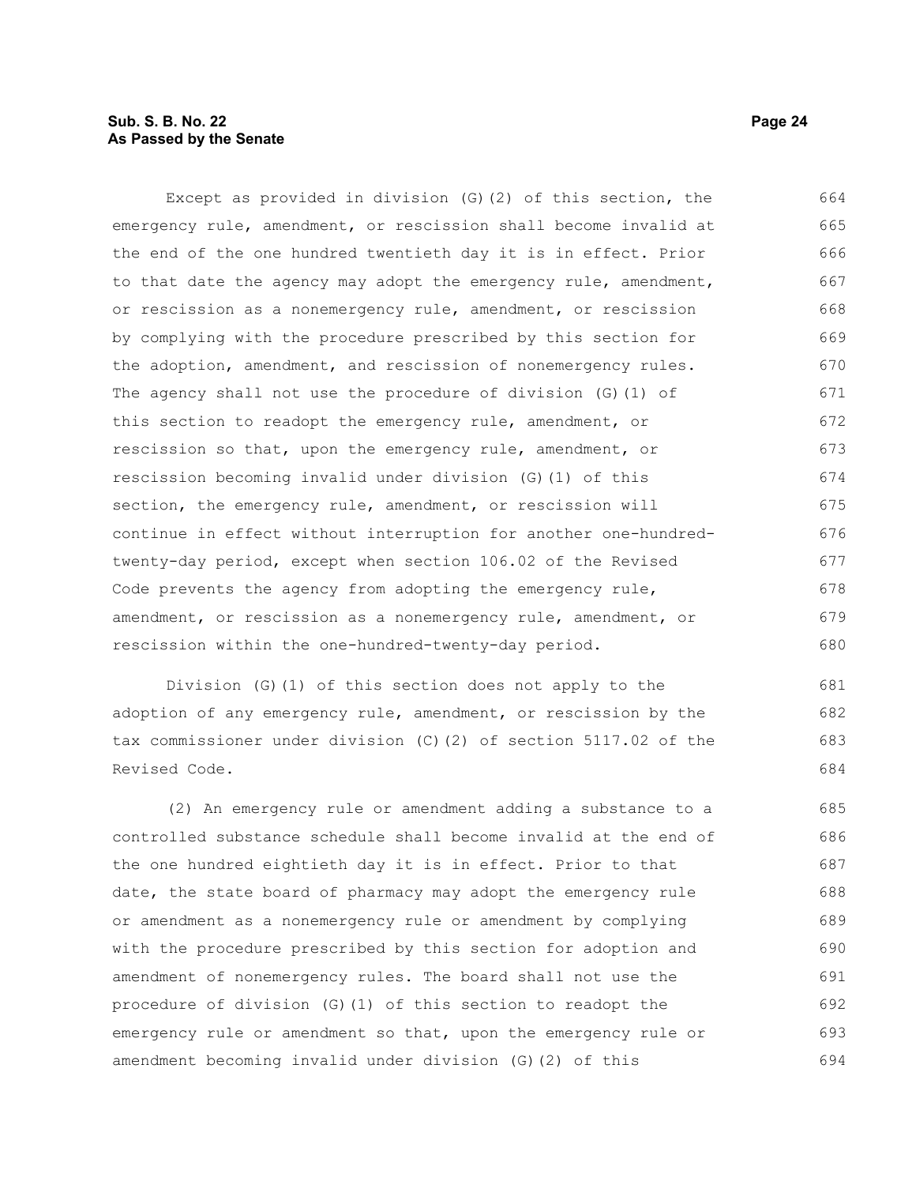Except as provided in division (G)(2) of this section, the emergency rule, amendment, or rescission shall become invalid at the end of the one hundred twentieth day it is in effect. Prior to that date the agency may adopt the emergency rule, amendment, or rescission as a nonemergency rule, amendment, or rescission by complying with the procedure prescribed by this section for the adoption, amendment, and rescission of nonemergency rules. The agency shall not use the procedure of division (G)(1) of this section to readopt the emergency rule, amendment, or rescission so that, upon the emergency rule, amendment, or rescission becoming invalid under division (G)(1) of this section, the emergency rule, amendment, or rescission will continue in effect without interruption for another one-hundred-twenty-day period, except when section 106.02 of the Revised Code prevents the agency from adopting the emergency rule, amendment, or rescission as a nonemergency rule, amendment, or rescission within the one-hundred-twenty-day period.

Division (G)(1) of this section does not apply to the adoption of any emergency rule, amendment, or rescission by the tax commissioner under division (C)(2) of section 5117.02 of the Revised Code.

(2) An emergency rule or amendment adding a substance to a controlled substance schedule shall become invalid at the end of the one hundred eightieth day it is in effect. Prior to that date, the state board of pharmacy may adopt the emergency rule or amendment as a nonemergency rule or amendment by complying with the procedure prescribed by this section for adoption and amendment of nonemergency rules. The board shall not use the procedure of division (G)(1) of this section to readopt the emergency rule or amendment so that, upon the emergency rule or amendment becoming invalid under division (G)(2) of this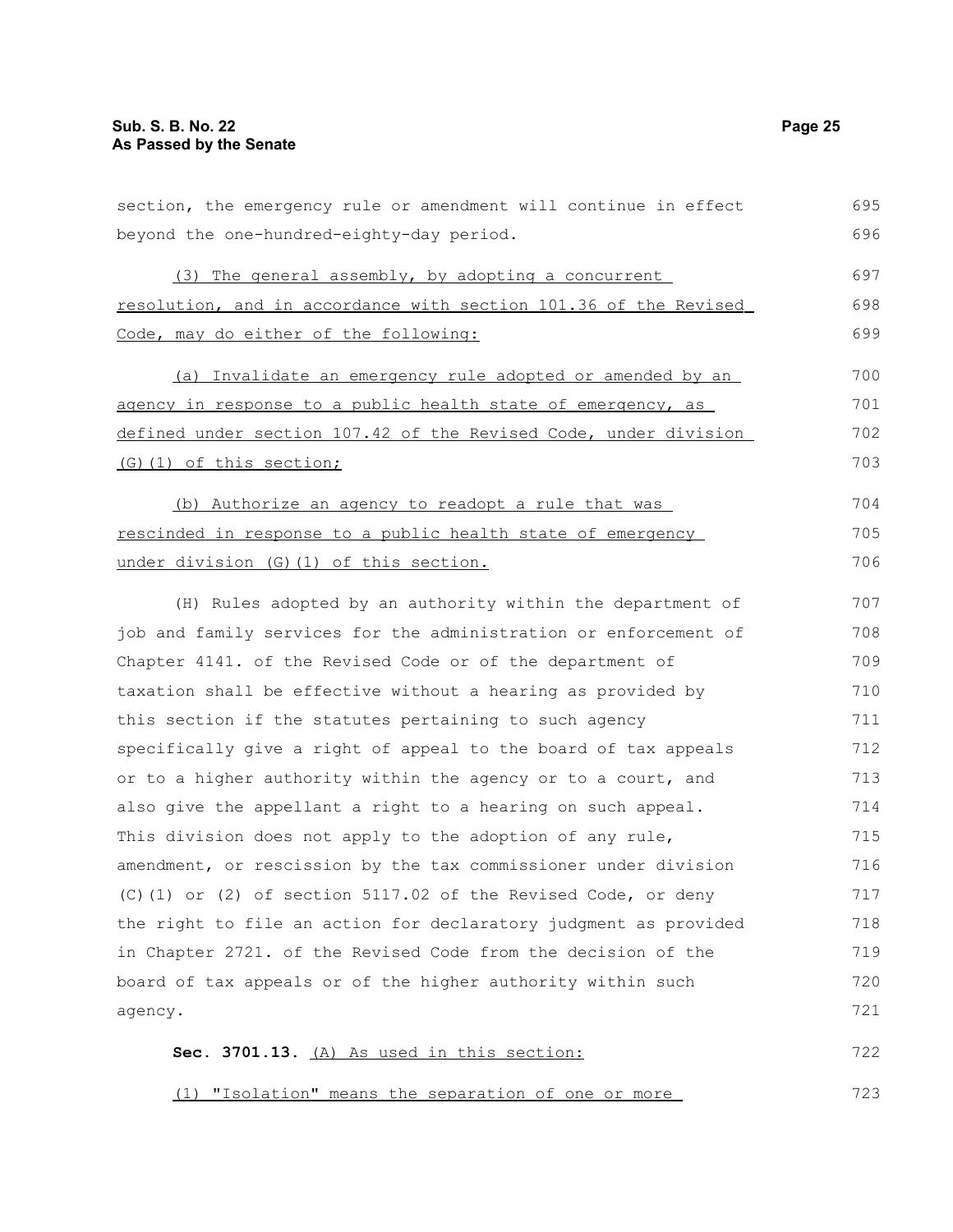section, the emergency rule or amendment will continue in effect beyond the one-hundred-eighty-day period.

(3) The general assembly, by adopting a concurrent resolution, and in accordance with section 101.36 of the Revised Code, may do either of the following:

(a) Invalidate an emergency rule adopted or amended by an agency in response to a public health state of emergency, as defined under section 107.42 of the Revised Code, under division (G)(1) of this section;

(b) Authorize an agency to readopt a rule that was rescinded in response to a public health state of emergency under division (G)(1) of this section.

(H) Rules adopted by an authority within the department of job and family services for the administration or enforcement of Chapter 4141. of the Revised Code or of the department of taxation shall be effective without a hearing as provided by this section if the statutes pertaining to such agency specifically give a right of appeal to the board of tax appeals or to a higher authority within the agency or to a court, and also give the appellant a right to a hearing on such appeal. This division does not apply to the adoption of any rule, amendment, or rescission by the tax commissioner under division (C)(1) or (2) of section 5117.02 of the Revised Code, or deny the right to file an action for declaratory judgment as provided in Chapter 2721. of the Revised Code from the decision of the board of tax appeals or of the higher authority within such agency.

**Sec. 3701.13.** (A) As used in this section:

(1) "Isolation" means the separation of one or more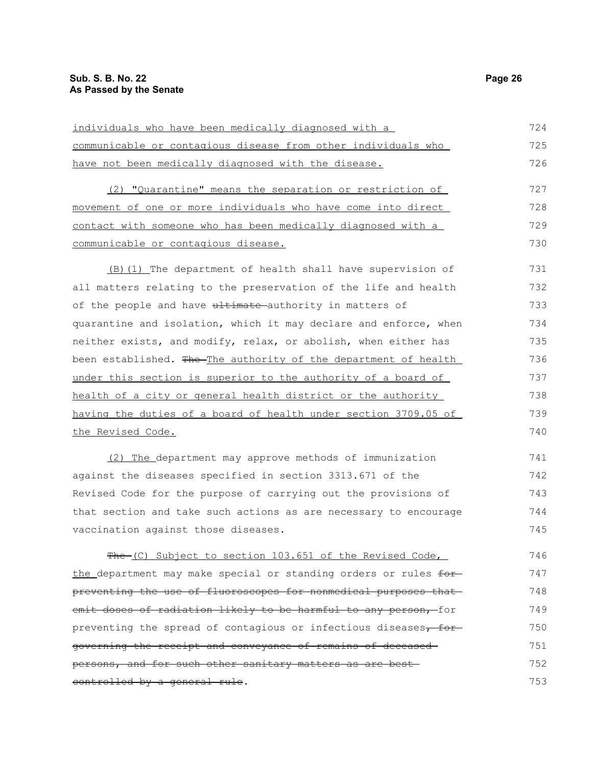individuals who have been medically diagnosed with a communicable or contagious disease from other individuals who have not been medically diagnosed with the disease.

(2) "Quarantine" means the separation or restriction of movement of one or more individuals who have come into direct contact with someone who has been medically diagnosed with a communicable or contagious disease.

(B)(1) The department of health shall have supervision of all matters relating to the preservation of the life and health of the people and have ~~ultimate~~ authority in matters of quarantine and isolation, which it may declare and enforce, when neither exists, and modify, relax, or abolish, when either has been established. ~~The~~ The authority of the department of health under this section is superior to the authority of a board of health of a city or general health district or the authority having the duties of a board of health under section 3709.05 of the Revised Code.

(2) The department may approve methods of immunization against the diseases specified in section 3313.671 of the Revised Code for the purpose of carrying out the provisions of that section and take such actions as are necessary to encourage vaccination against those diseases.

~~The~~ (C) Subject to section 103.651 of the Revised Code, the department may make special or standing orders or rules ~~for preventing the use of fluoroscopes for nonmedical purposes that emit doses of radiation likely to be harmful to any person,~~ for preventing the spread of contagious or infectious diseases~~, for governing the receipt and conveyance of remains of deceased persons, and for such other sanitary matters as are best controlled by a general rule~~.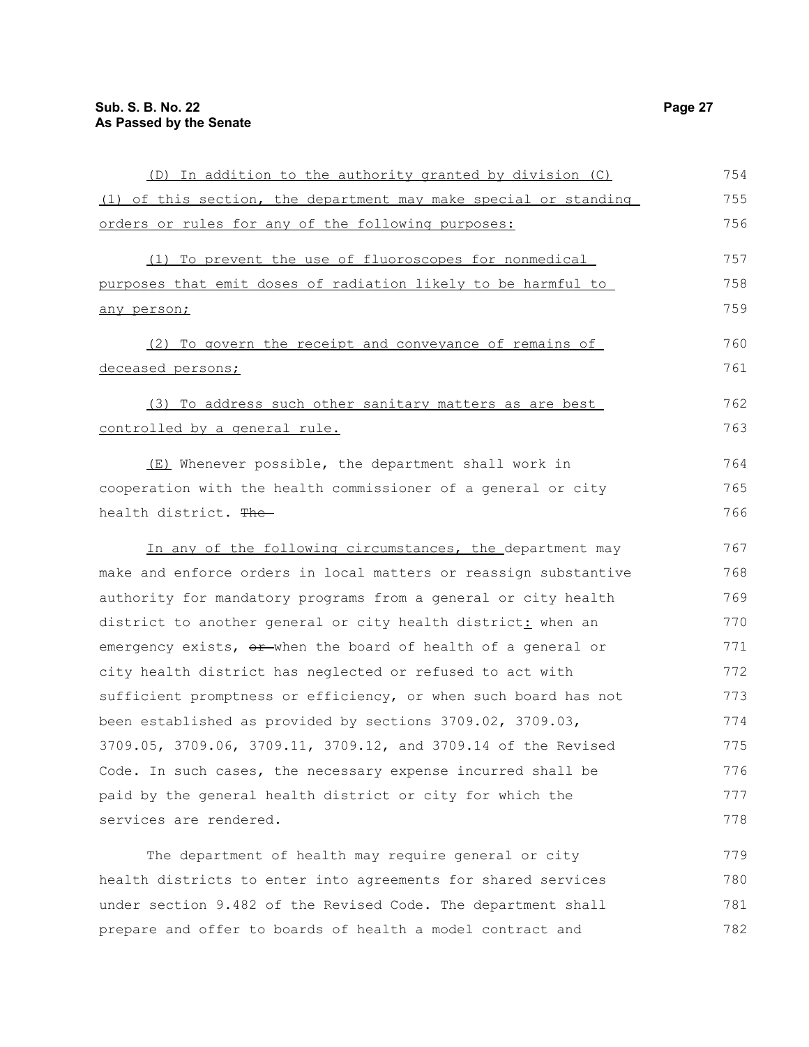(D) In addition to the authority granted by division (C) (1) of this section, the department may make special or standing orders or rules for any of the following purposes:

(1) To prevent the use of fluoroscopes for nonmedical purposes that emit doses of radiation likely to be harmful to any person;

(2) To govern the receipt and conveyance of remains of deceased persons;

(3) To address such other sanitary matters as are best controlled by a general rule.

(E) Whenever possible, the department shall work in cooperation with the health commissioner of a general or city health district. ~~The~~

In any of the following circumstances, the department may make and enforce orders in local matters or reassign substantive authority for mandatory programs from a general or city health district to another general or city health district: when an emergency exists, ~~or~~ when the board of health of a general or city health district has neglected or refused to act with sufficient promptness or efficiency, or when such board has not been established as provided by sections 3709.02, 3709.03, 3709.05, 3709.06, 3709.11, 3709.12, and 3709.14 of the Revised Code. In such cases, the necessary expense incurred shall be paid by the general health district or city for which the services are rendered.

The department of health may require general or city health districts to enter into agreements for shared services under section 9.482 of the Revised Code. The department shall prepare and offer to boards of health a model contract and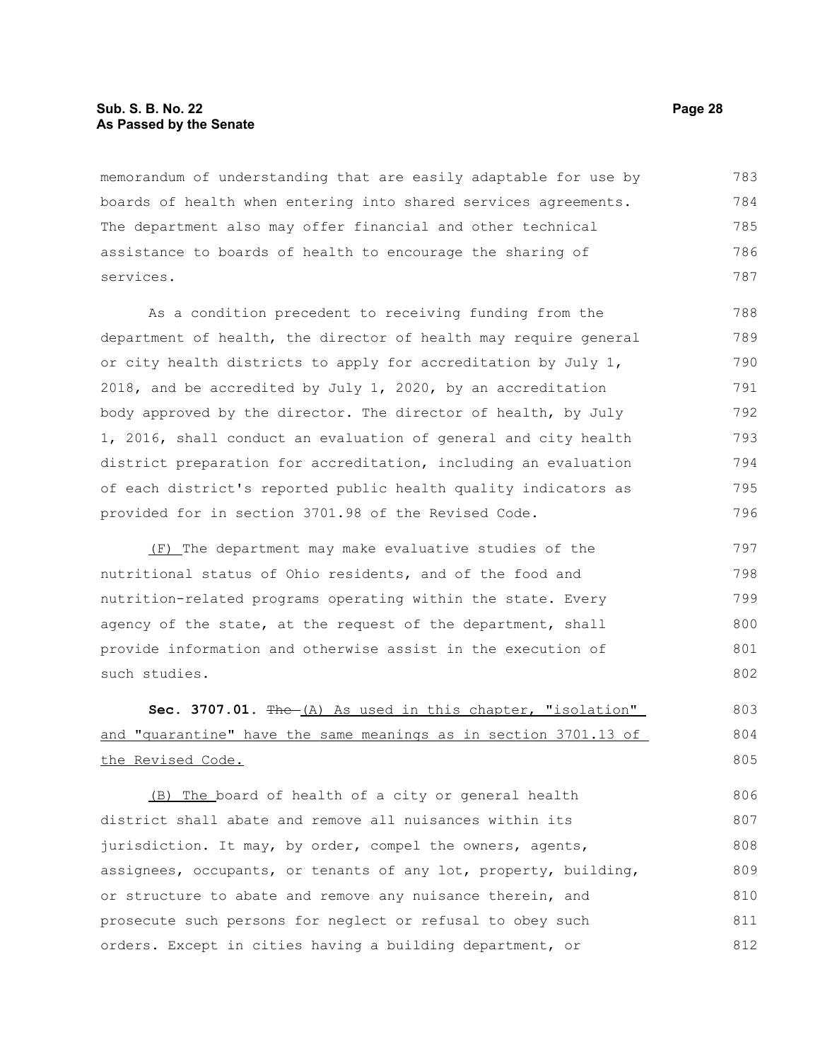memorandum of understanding that are easily adaptable for use by boards of health when entering into shared services agreements. The department also may offer financial and other technical assistance to boards of health to encourage the sharing of services.

As a condition precedent to receiving funding from the department of health, the director of health may require general or city health districts to apply for accreditation by July 1, 2018, and be accredited by July 1, 2020, by an accreditation body approved by the director. The director of health, by July 1, 2016, shall conduct an evaluation of general and city health district preparation for accreditation, including an evaluation of each district's reported public health quality indicators as provided for in section 3701.98 of the Revised Code.

(F) The department may make evaluative studies of the nutritional status of Ohio residents, and of the food and nutrition-related programs operating within the state. Every agency of the state, at the request of the department, shall provide information and otherwise assist in the execution of such studies.

**Sec. 3707.01.** ~~The~~ (A) As used in this chapter, "isolation" and "quarantine" have the same meanings as in section 3701.13 of the Revised Code.

(B) The board of health of a city or general health district shall abate and remove all nuisances within its jurisdiction. It may, by order, compel the owners, agents, assignees, occupants, or tenants of any lot, property, building, or structure to abate and remove any nuisance therein, and prosecute such persons for neglect or refusal to obey such orders. Except in cities having a building department, or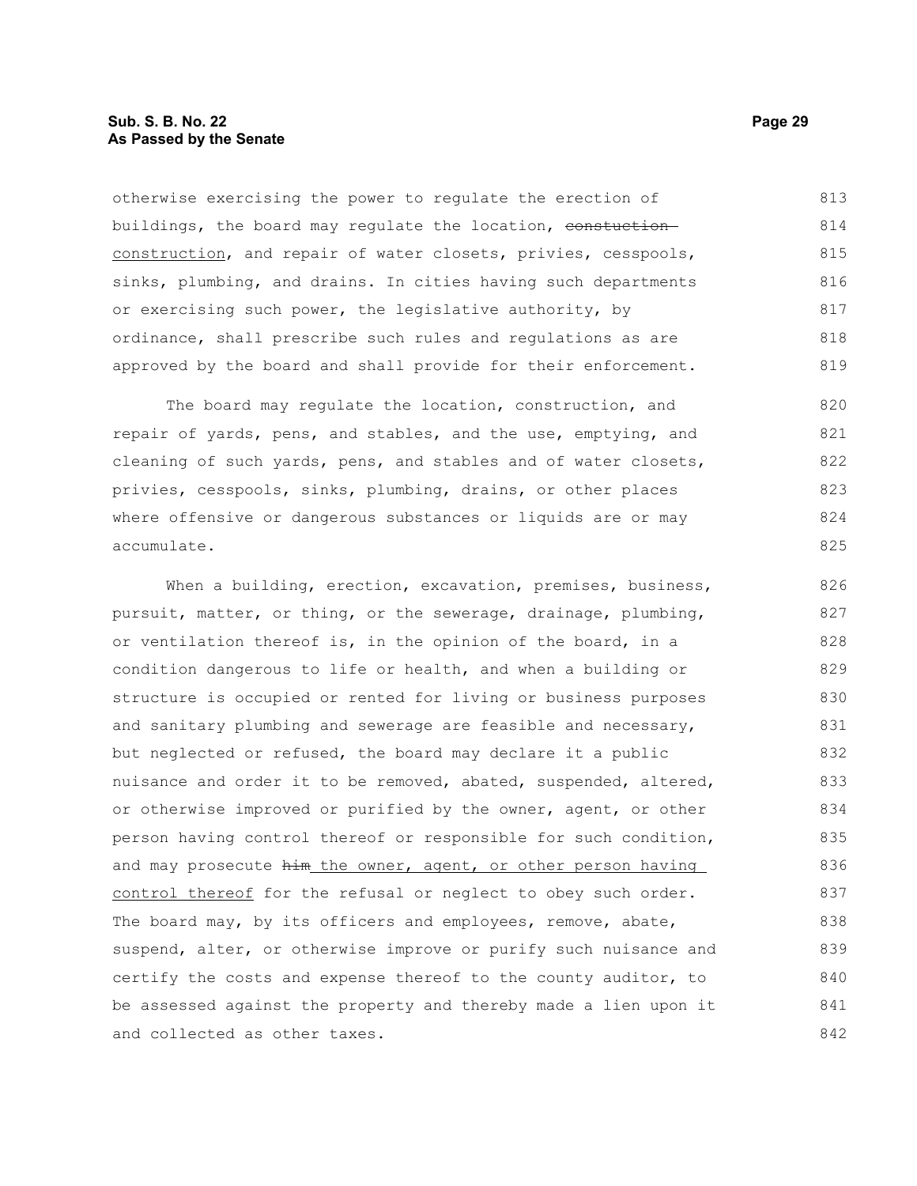otherwise exercising the power to regulate the erection of buildings, the board may regulate the location, ~~constuction~~ construction, and repair of water closets, privies, cesspools, sinks, plumbing, and drains. In cities having such departments or exercising such power, the legislative authority, by ordinance, shall prescribe such rules and regulations as are approved by the board and shall provide for their enforcement.

The board may regulate the location, construction, and repair of yards, pens, and stables, and the use, emptying, and cleaning of such yards, pens, and stables and of water closets, privies, cesspools, sinks, plumbing, drains, or other places where offensive or dangerous substances or liquids are or may accumulate.

When a building, erection, excavation, premises, business, pursuit, matter, or thing, or the sewerage, drainage, plumbing, or ventilation thereof is, in the opinion of the board, in a condition dangerous to life or health, and when a building or structure is occupied or rented for living or business purposes and sanitary plumbing and sewerage are feasible and necessary, but neglected or refused, the board may declare it a public nuisance and order it to be removed, abated, suspended, altered, or otherwise improved or purified by the owner, agent, or other person having control thereof or responsible for such condition, and may prosecute ~~him~~ the owner, agent, or other person having control thereof for the refusal or neglect to obey such order. The board may, by its officers and employees, remove, abate, suspend, alter, or otherwise improve or purify such nuisance and certify the costs and expense thereof to the county auditor, to be assessed against the property and thereby made a lien upon it and collected as other taxes.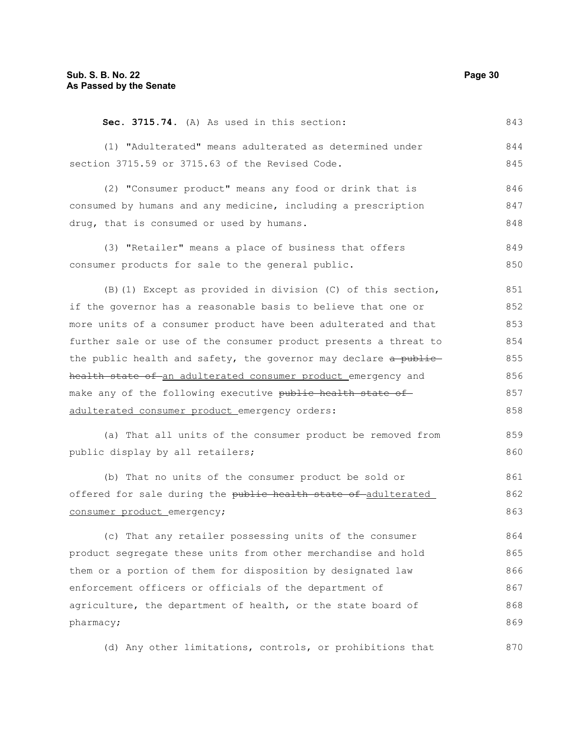**Sec. 3715.74.** (A) As used in this section:

(1) "Adulterated" means adulterated as determined under section 3715.59 or 3715.63 of the Revised Code.

(2) "Consumer product" means any food or drink that is consumed by humans and any medicine, including a prescription drug, that is consumed or used by humans.

(3) "Retailer" means a place of business that offers consumer products for sale to the general public.

(B)(1) Except as provided in division (C) of this section, if the governor has a reasonable basis to believe that one or more units of a consumer product have been adulterated and that further sale or use of the consumer product presents a threat to the public health and safety, the governor may declare ~~a public health state of~~ an adulterated consumer product emergency and make any of the following executive ~~public health state of~~ adulterated consumer product emergency orders:

(a) That all units of the consumer product be removed from public display by all retailers;

(b) That no units of the consumer product be sold or offered for sale during the ~~public health state of~~ adulterated consumer product emergency;

(c) That any retailer possessing units of the consumer product segregate these units from other merchandise and hold them or a portion of them for disposition by designated law enforcement officers or officials of the department of agriculture, the department of health, or the state board of pharmacy;

(d) Any other limitations, controls, or prohibitions that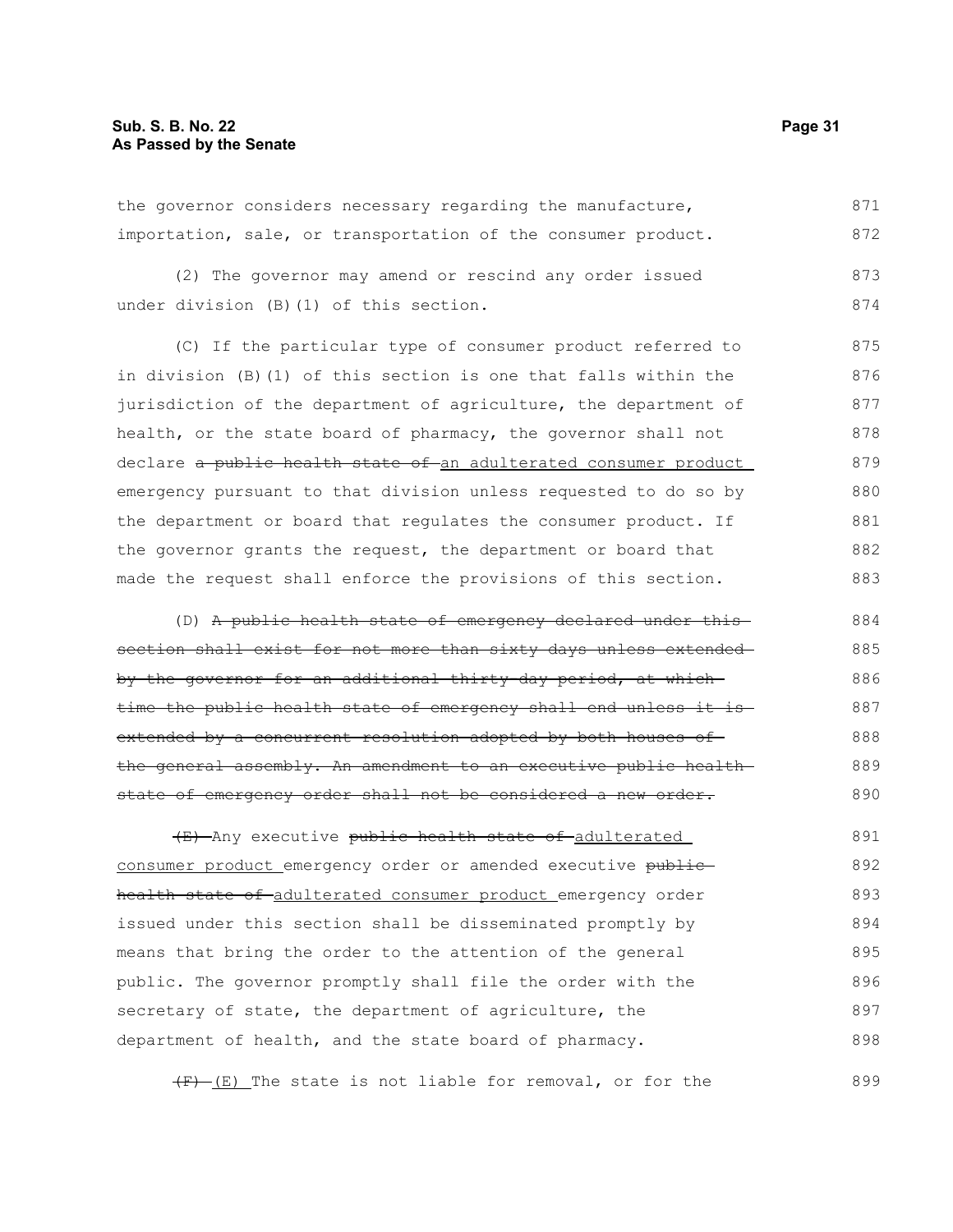the governor considers necessary regarding the manufacture, importation, sale, or transportation of the consumer product.

(2) The governor may amend or rescind any order issued under division (B)(1) of this section.

(C) If the particular type of consumer product referred to in division (B)(1) of this section is one that falls within the jurisdiction of the department of agriculture, the department of health, or the state board of pharmacy, the governor shall not declare ~~a public health state of~~ <u>an adulterated consumer product</u> emergency pursuant to that division unless requested to do so by the department or board that regulates the consumer product. If the governor grants the request, the department or board that made the request shall enforce the provisions of this section.

(D) ~~A public health state of emergency declared under this section shall exist for not more than sixty days unless extended by the governor for an additional thirty-day period, at which time the public health state of emergency shall end unless it is extended by a concurrent resolution adopted by both houses of the general assembly. An amendment to an executive public health state of emergency order shall not be considered a new order.~~

~~(E)~~ Any executive ~~public health state of~~ <u>adulterated consumer product</u> emergency order or amended executive ~~public health state of~~ <u>adulterated consumer product</u> emergency order issued under this section shall be disseminated promptly by means that bring the order to the attention of the general public. The governor promptly shall file the order with the secretary of state, the department of agriculture, the department of health, and the state board of pharmacy.

~~(F)~~ <u>(E)</u> The state is not liable for removal, or for the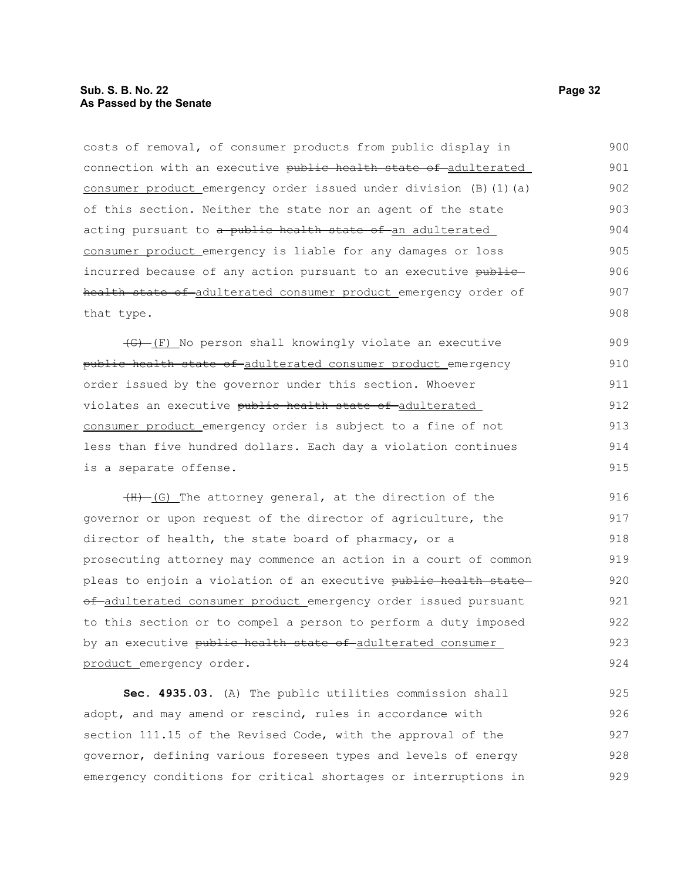costs of removal, of consumer products from public display in connection with an executive ~~public health state of~~ adulterated consumer product emergency order issued under division (B)(1)(a) of this section. Neither the state nor an agent of the state acting pursuant to ~~a public health state of~~ an adulterated consumer product emergency is liable for any damages or loss incurred because of any action pursuant to an executive ~~public health state of~~ adulterated consumer product emergency order of that type.

~~(G)~~ (F) No person shall knowingly violate an executive ~~public health state of~~ adulterated consumer product emergency order issued by the governor under this section. Whoever violates an executive ~~public health state of~~ adulterated consumer product emergency order is subject to a fine of not less than five hundred dollars. Each day a violation continues is a separate offense.

~~(H)~~ (G) The attorney general, at the direction of the governor or upon request of the director of agriculture, the director of health, the state board of pharmacy, or a prosecuting attorney may commence an action in a court of common pleas to enjoin a violation of an executive ~~public health state of~~ adulterated consumer product emergency order issued pursuant to this section or to compel a person to perform a duty imposed by an executive ~~public health state of~~ adulterated consumer product emergency order.

**Sec. 4935.03.** (A) The public utilities commission shall adopt, and may amend or rescind, rules in accordance with section 111.15 of the Revised Code, with the approval of the governor, defining various foreseen types and levels of energy emergency conditions for critical shortages or interruptions in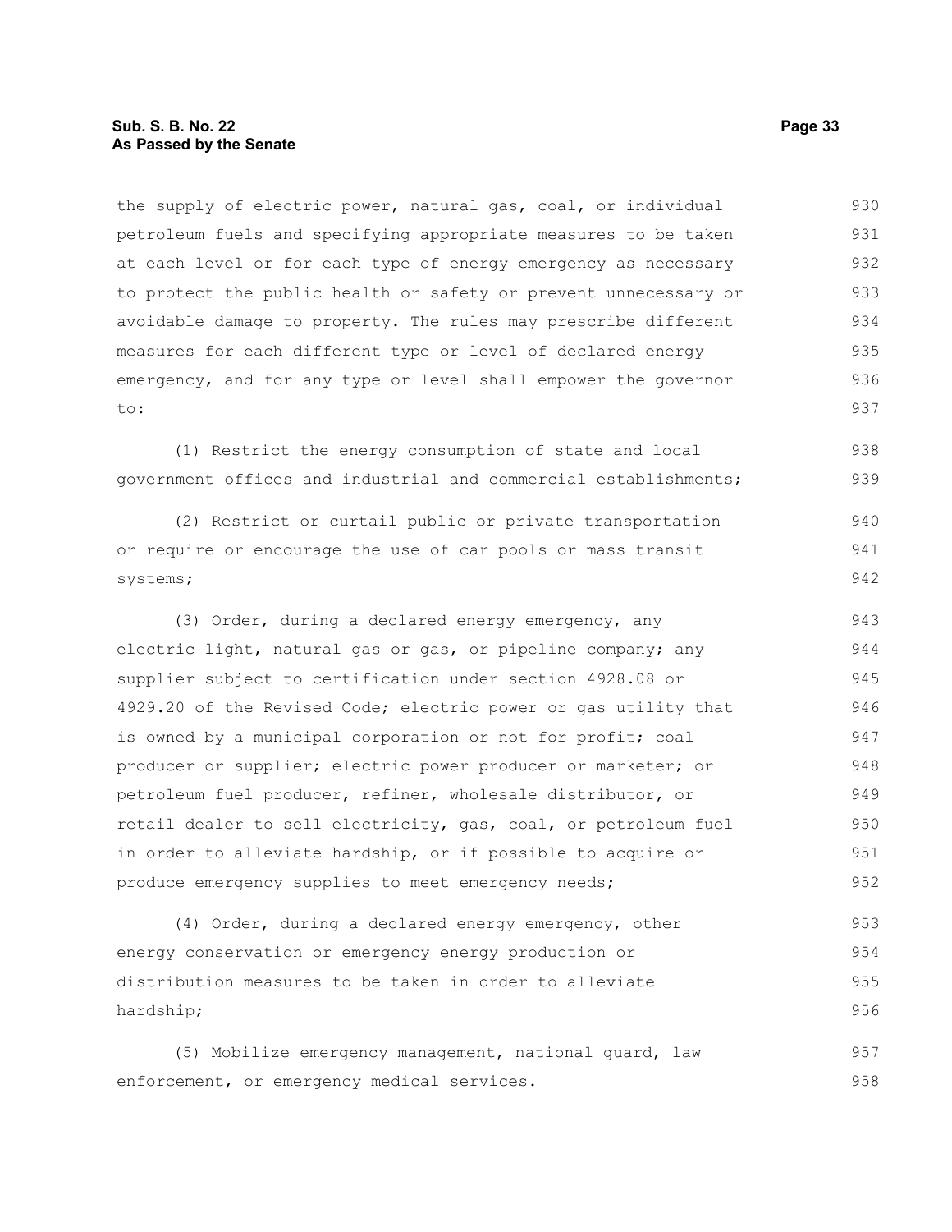the supply of electric power, natural gas, coal, or individual petroleum fuels and specifying appropriate measures to be taken at each level or for each type of energy emergency as necessary to protect the public health or safety or prevent unnecessary or avoidable damage to property. The rules may prescribe different measures for each different type or level of declared energy emergency, and for any type or level shall empower the governor to:

(1) Restrict the energy consumption of state and local government offices and industrial and commercial establishments;

(2) Restrict or curtail public or private transportation or require or encourage the use of car pools or mass transit systems;

(3) Order, during a declared energy emergency, any electric light, natural gas or gas, or pipeline company; any supplier subject to certification under section 4928.08 or 4929.20 of the Revised Code; electric power or gas utility that is owned by a municipal corporation or not for profit; coal producer or supplier; electric power producer or marketer; or petroleum fuel producer, refiner, wholesale distributor, or retail dealer to sell electricity, gas, coal, or petroleum fuel in order to alleviate hardship, or if possible to acquire or produce emergency supplies to meet emergency needs;

(4) Order, during a declared energy emergency, other energy conservation or emergency energy production or distribution measures to be taken in order to alleviate hardship;

(5) Mobilize emergency management, national guard, law enforcement, or emergency medical services.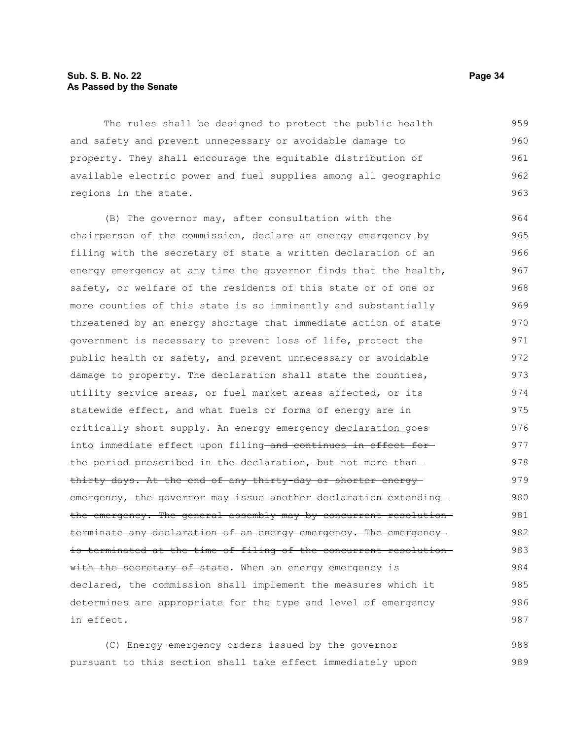The rules shall be designed to protect the public health and safety and prevent unnecessary or avoidable damage to property. They shall encourage the equitable distribution of available electric power and fuel supplies among all geographic regions in the state.

(B) The governor may, after consultation with the chairperson of the commission, declare an energy emergency by filing with the secretary of state a written declaration of an energy emergency at any time the governor finds that the health, safety, or welfare of the residents of this state or of one or more counties of this state is so imminently and substantially threatened by an energy shortage that immediate action of state government is necessary to prevent loss of life, protect the public health or safety, and prevent unnecessary or avoidable damage to property. The declaration shall state the counties, utility service areas, or fuel market areas affected, or its statewide effect, and what fuels or forms of energy are in critically short supply. An energy emergency <u>declaration</u> goes into immediate effect upon filing~~ and continues in effect for the period prescribed in the declaration, but not more than thirty days. At the end of any thirty-day or shorter energy emergency, the governor may issue another declaration extending the emergency. The general assembly may by concurrent resolution terminate any declaration of an energy emergency. The emergency is terminated at the time of filing of the concurrent resolution with the secretary of state~~. When an energy emergency is declared, the commission shall implement the measures which it determines are appropriate for the type and level of emergency in effect.

(C) Energy emergency orders issued by the governor pursuant to this section shall take effect immediately upon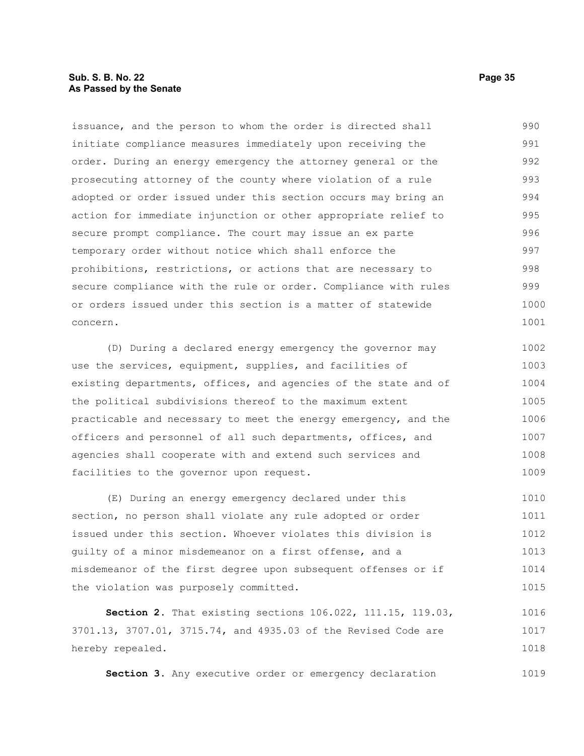issuance, and the person to whom the order is directed shall initiate compliance measures immediately upon receiving the order. During an energy emergency the attorney general or the prosecuting attorney of the county where violation of a rule adopted or order issued under this section occurs may bring an action for immediate injunction or other appropriate relief to secure prompt compliance. The court may issue an ex parte temporary order without notice which shall enforce the prohibitions, restrictions, or actions that are necessary to secure compliance with the rule or order. Compliance with rules or orders issued under this section is a matter of statewide concern.

(D) During a declared energy emergency the governor may use the services, equipment, supplies, and facilities of existing departments, offices, and agencies of the state and of the political subdivisions thereof to the maximum extent practicable and necessary to meet the energy emergency, and the officers and personnel of all such departments, offices, and agencies shall cooperate with and extend such services and facilities to the governor upon request.

(E) During an energy emergency declared under this section, no person shall violate any rule adopted or order issued under this section. Whoever violates this division is guilty of a minor misdemeanor on a first offense, and a misdemeanor of the first degree upon subsequent offenses or if the violation was purposely committed.

**Section 2.** That existing sections 106.022, 111.15, 119.03, 3701.13, 3707.01, 3715.74, and 4935.03 of the Revised Code are hereby repealed.

**Section 3.** Any executive order or emergency declaration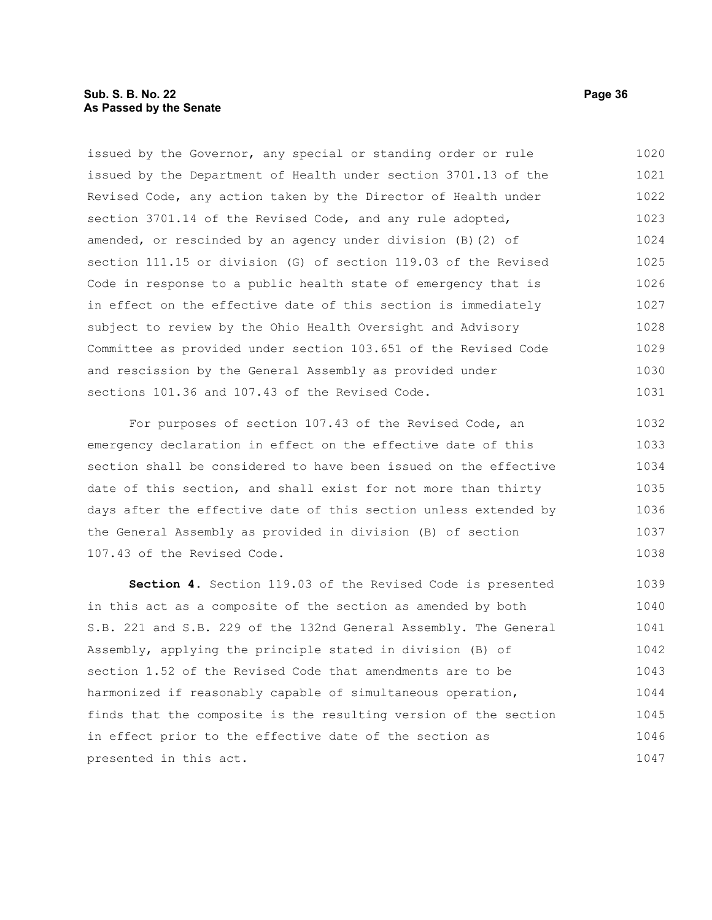issued by the Governor, any special or standing order or rule issued by the Department of Health under section 3701.13 of the Revised Code, any action taken by the Director of Health under section 3701.14 of the Revised Code, and any rule adopted, amended, or rescinded by an agency under division (B)(2) of section 111.15 or division (G) of section 119.03 of the Revised Code in response to a public health state of emergency that is in effect on the effective date of this section is immediately subject to review by the Ohio Health Oversight and Advisory Committee as provided under section 103.651 of the Revised Code and rescission by the General Assembly as provided under sections 101.36 and 107.43 of the Revised Code.

For purposes of section 107.43 of the Revised Code, an emergency declaration in effect on the effective date of this section shall be considered to have been issued on the effective date of this section, and shall exist for not more than thirty days after the effective date of this section unless extended by the General Assembly as provided in division (B) of section 107.43 of the Revised Code.

**Section 4.** Section 119.03 of the Revised Code is presented in this act as a composite of the section as amended by both S.B. 221 and S.B. 229 of the 132nd General Assembly. The General Assembly, applying the principle stated in division (B) of section 1.52 of the Revised Code that amendments are to be harmonized if reasonably capable of simultaneous operation, finds that the composite is the resulting version of the section in effect prior to the effective date of the section as presented in this act.